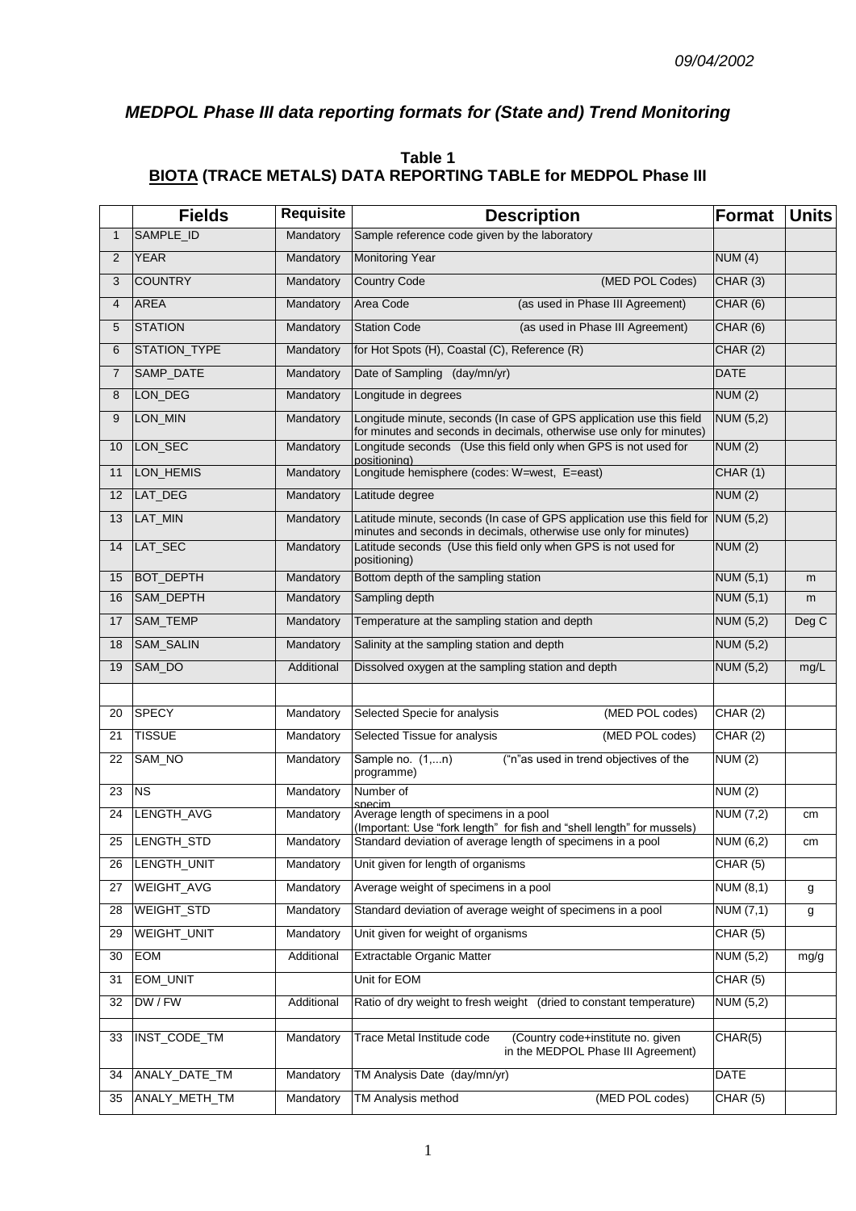*09/04/2002*

## *MEDPOL Phase III data reporting formats for (State and) Trend Monitoring*

**Table 1**
**BIOTA (TRACE METALS) DATA REPORTING TABLE for MEDPOL Phase III**

| | Fields | Requisite | Description | Format | Units |
|---|---|---|---|---|---|
| 1 | SAMPLE_ID | Mandatory | Sample reference code given by the laboratory | | |
| 2 | YEAR | Mandatory | Monitoring Year | NUM (4) | |
| 3 | COUNTRY | Mandatory | Country Code (MED POL Codes) | CHAR (3) | |
| 4 | AREA | Mandatory | Area Code (as used in Phase III Agreement) | CHAR (6) | |
| 5 | STATION | Mandatory | Station Code (as used in Phase III Agreement) | CHAR (6) | |
| 6 | STATION_TYPE | Mandatory | for Hot Spots (H), Coastal (C), Reference (R) | CHAR (2) | |
| 7 | SAMP_DATE | Mandatory | Date of Sampling (day/mn/yr) | DATE | |
| 8 | LON_DEG | Mandatory | Longitude in degrees | NUM (2) | |
| 9 | LON_MIN | Mandatory | Longitude minute, seconds (In case of GPS application use this field for minutes and seconds in decimals, otherwise use only for minutes) | NUM (5,2) | |
| 10 | LON_SEC | Mandatory | Longitude seconds (Use this field only when GPS is not used for positioning) | NUM (2) | |
| 11 | LON_HEMIS | Mandatory | Longitude hemisphere (codes: W=west, E=east) | CHAR (1) | |
| 12 | LAT_DEG | Mandatory | Latitude degree | NUM (2) | |
| 13 | LAT_MIN | Mandatory | Latitude minute, seconds (In case of GPS application use this field for minutes and seconds in decimals, otherwise use only for minutes) | NUM (5,2) | |
| 14 | LAT_SEC | Mandatory | Latitude seconds (Use this field only when GPS is not used for positioning) | NUM (2) | |
| 15 | BOT_DEPTH | Mandatory | Bottom depth of the sampling station | NUM (5,1) | m |
| 16 | SAM_DEPTH | Mandatory | Sampling depth | NUM (5,1) | m |
| 17 | SAM_TEMP | Mandatory | Temperature at the sampling station and depth | NUM (5,2) | Deg C |
| 18 | SAM_SALIN | Mandatory | Salinity at the sampling station and depth | NUM (5,2) | |
| 19 | SAM_DO | Additional | Dissolved oxygen at the sampling station and depth | NUM (5,2) | mg/L |
| | | | | | |
| 20 | SPECY | Mandatory | Selected Specie for analysis (MED POL codes) | CHAR (2) | |
| 21 | TISSUE | Mandatory | Selected Tissue for analysis (MED POL codes) | CHAR (2) | |
| 22 | SAM_NO | Mandatory | Sample no. (1,...n) ("n"as used in trend objectives of the programme) | NUM (2) | |
| 23 | NS | Mandatory | Number of specim | NUM (2) | |
| 24 | LENGTH_AVG | Mandatory | Average length of specimens in a pool (Important: Use "fork length" for fish and "shell length" for mussels) | NUM (7,2) | cm |
| 25 | LENGTH_STD | Mandatory | Standard deviation of average length of specimens in a pool | NUM (6,2) | cm |
| 26 | LENGTH_UNIT | Mandatory | Unit given for length of organisms | CHAR (5) | |
| 27 | WEIGHT_AVG | Mandatory | Average weight of specimens in a pool | NUM (8,1) | g |
| 28 | WEIGHT_STD | Mandatory | Standard deviation of average weight of specimens in a pool | NUM (7,1) | g |
| 29 | WEIGHT_UNIT | Mandatory | Unit given for weight of organisms | CHAR (5) | |
| 30 | EOM | Additional | Extractable Organic Matter | NUM (5,2) | mg/g |
| 31 | EOM_UNIT | | Unit for EOM | CHAR (5) | |
| 32 | DW / FW | Additional | Ratio of dry weight to fresh weight (dried to constant temperature) | NUM (5,2) | |
| | | | | | |
| 33 | INST_CODE_TM | Mandatory | Trace Metal Institude code (Country code+institute no. given in the MEDPOL Phase III Agreement) | CHAR(5) | |
| 34 | ANALY_DATE_TM | Mandatory | TM Analysis Date (day/mn/yr) | DATE | |
| 35 | ANALY_METH_TM | Mandatory | TM Analysis method (MED POL codes) | CHAR (5) | |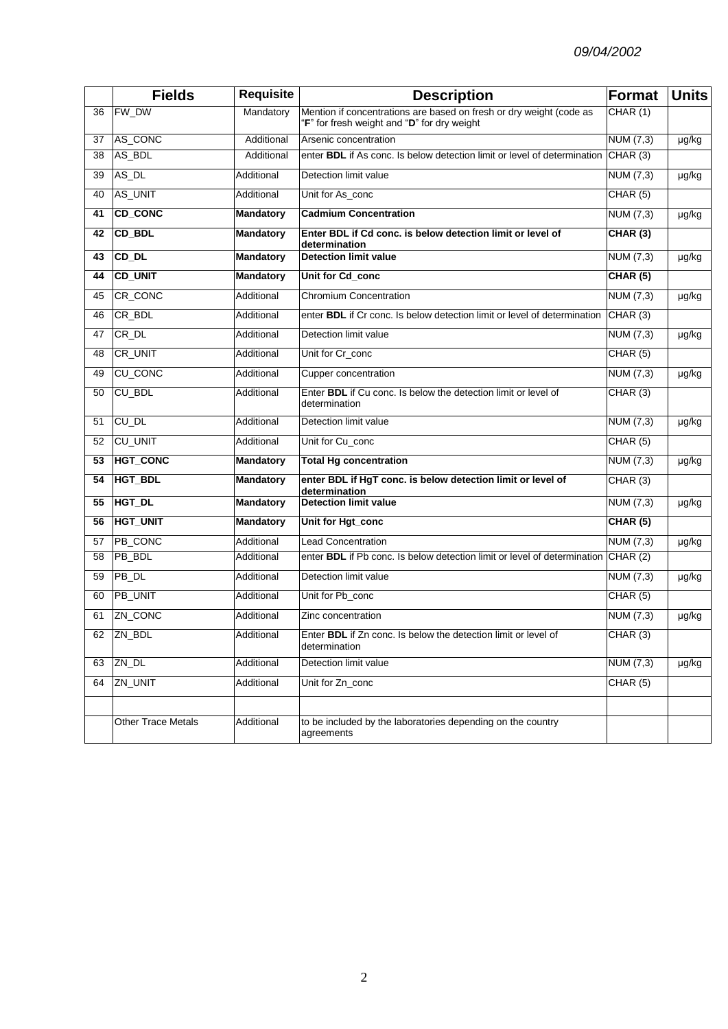| | Fields | Requisite | Description | Format | Units |
|---|---|---|---|---|---|
| 36 | FW_DW | Mandatory | Mention if concentrations are based on fresh or dry weight (code as "**F**" for fresh weight and "**D**" for dry weight | CHAR (1) | |
| 37 | AS_CONC | Additional | Arsenic concentration | NUM (7,3) | µg/kg |
| 38 | AS_BDL | Additional | enter **BDL** if As conc. Is below detection limit or level of determination | CHAR (3) | |
| 39 | AS_DL | Additional | Detection limit value | NUM (7,3) | µg/kg |
| 40 | AS_UNIT | Additional | Unit for As_conc | CHAR (5) | |
| **41** | **CD_CONC** | **Mandatory** | **Cadmium Concentration** | NUM (7,3) | µg/kg |
| **42** | **CD_BDL** | **Mandatory** | **Enter BDL if Cd conc. is below detection limit or level of determination** | **CHAR (3)** | |
| **43** | **CD_DL** | **Mandatory** | **Detection limit value** | NUM (7,3) | µg/kg |
| **44** | **CD_UNIT** | **Mandatory** | **Unit for Cd_conc** | **CHAR (5)** | |
| 45 | CR_CONC | Additional | Chromium Concentration | NUM (7,3) | µg/kg |
| 46 | CR_BDL | Additional | enter **BDL** if Cr conc. Is below detection limit or level of determination | CHAR (3) | |
| 47 | CR_DL | Additional | Detection limit value | NUM (7,3) | µg/kg |
| 48 | CR_UNIT | Additional | Unit for Cr_conc | CHAR (5) | |
| 49 | CU_CONC | Additional | Cupper concentration | NUM (7,3) | µg/kg |
| 50 | CU_BDL | Additional | Enter **BDL** if Cu conc. Is below the detection limit or level of determination | CHAR (3) | |
| 51 | CU_DL | Additional | Detection limit value | NUM (7,3) | µg/kg |
| 52 | CU_UNIT | Additional | Unit for Cu_conc | CHAR (5) | |
| **53** | **HGT_CONC** | **Mandatory** | **Total Hg concentration** | NUM (7,3) | µg/kg |
| **54** | **HGT_BDL** | **Mandatory** | **enter BDL if HgT conc. is below detection limit or level of determination** | CHAR (3) | |
| **55** | **HGT_DL** | **Mandatory** | **Detection limit value** | NUM (7,3) | µg/kg |
| **56** | **HGT_UNIT** | **Mandatory** | **Unit for Hgt_conc** | **CHAR (5)** | |
| 57 | PB_CONC | Additional | Lead Concentration | NUM (7,3) | µg/kg |
| 58 | PB_BDL | Additional | enter **BDL** if Pb conc. Is below detection limit or level of determination | CHAR (2) | |
| 59 | PB_DL | Additional | Detection limit value | NUM (7,3) | µg/kg |
| 60 | PB_UNIT | Additional | Unit for Pb_conc | CHAR (5) | |
| 61 | ZN_CONC | Additional | Zinc concentration | NUM (7,3) | µg/kg |
| 62 | ZN_BDL | Additional | Enter **BDL** if Zn conc. Is below the detection limit or level of determination | CHAR (3) | |
| 63 | ZN_DL | Additional | Detection limit value | NUM (7,3) | µg/kg |
| 64 | ZN_UNIT | Additional | Unit for Zn_conc | CHAR (5) | |
| | | | | | |
| | Other Trace Metals | Additional | to be included by the laboratories depending on the country agreements | | |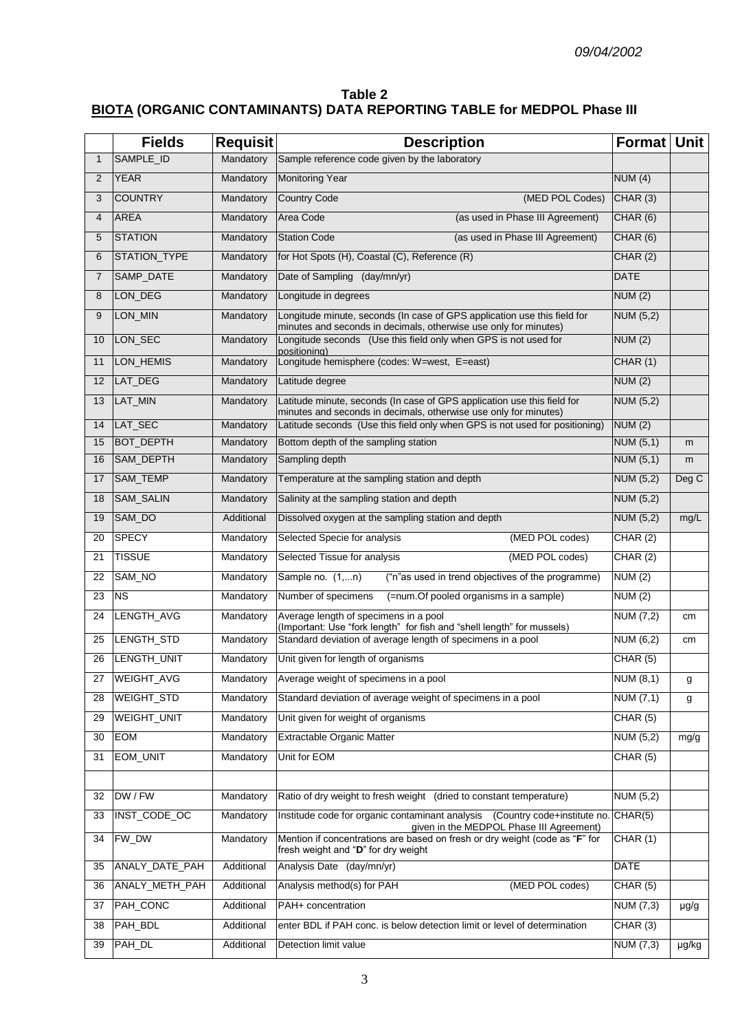*09/04/2002*

**Table 2**
**BIOTA (ORGANIC CONTAMINANTS) DATA REPORTING TABLE for MEDPOL Phase III**

| | Fields | Requisit | Description | Format | Unit |
|---|---|---|---|---|---|
| 1 | SAMPLE_ID | Mandatory | Sample reference code given by the laboratory | | |
| 2 | YEAR | Mandatory | Monitoring Year | NUM (4) | |
| 3 | COUNTRY | Mandatory | Country Code (MED POL Codes) | CHAR (3) | |
| 4 | AREA | Mandatory | Area Code (as used in Phase III Agreement) | CHAR (6) | |
| 5 | STATION | Mandatory | Station Code (as used in Phase III Agreement) | CHAR (6) | |
| 6 | STATION_TYPE | Mandatory | for Hot Spots (H), Coastal (C), Reference (R) | CHAR (2) | |
| 7 | SAMP_DATE | Mandatory | Date of Sampling (day/mn/yr) | DATE | |
| 8 | LON_DEG | Mandatory | Longitude in degrees | NUM (2) | |
| 9 | LON_MIN | Mandatory | Longitude minute, seconds (In case of GPS application use this field for minutes and seconds in decimals, otherwise use only for minutes) | NUM (5,2) | |
| 10 | LON_SEC | Mandatory | Longitude seconds (Use this field only when GPS is not used for positioning) | NUM (2) | |
| 11 | LON_HEMIS | Mandatory | Longitude hemisphere (codes: W=west, E=east) | CHAR (1) | |
| 12 | LAT_DEG | Mandatory | Latitude degree | NUM (2) | |
| 13 | LAT_MIN | Mandatory | Latitude minute, seconds (In case of GPS application use this field for minutes and seconds in decimals, otherwise use only for minutes) | NUM (5,2) | |
| 14 | LAT_SEC | Mandatory | Latitude seconds (Use this field only when GPS is not used for positioning) | NUM (2) | |
| 15 | BOT_DEPTH | Mandatory | Bottom depth of the sampling station | NUM (5,1) | m |
| 16 | SAM_DEPTH | Mandatory | Sampling depth | NUM (5,1) | m |
| 17 | SAM_TEMP | Mandatory | Temperature at the sampling station and depth | NUM (5,2) | Deg C |
| 18 | SAM_SALIN | Mandatory | Salinity at the sampling station and depth | NUM (5,2) | |
| 19 | SAM_DO | Additional | Dissolved oxygen at the sampling station and depth | NUM (5,2) | mg/L |
| 20 | SPECY | Mandatory | Selected Specie for analysis (MED POL codes) | CHAR (2) | |
| 21 | TISSUE | Mandatory | Selected Tissue for analysis (MED POL codes) | CHAR (2) | |
| 22 | SAM_NO | Mandatory | Sample no. (1,...n) ("n"as used in trend objectives of the programme) | NUM (2) | |
| 23 | NS | Mandatory | Number of specimens (=num.Of pooled organisms in a sample) | NUM (2) | |
| 24 | LENGTH_AVG | Mandatory | Average length of specimens in a pool (Important: Use "fork length" for fish and "shell length" for mussels) | NUM (7,2) | cm |
| 25 | LENGTH_STD | Mandatory | Standard deviation of average length of specimens in a pool | NUM (6,2) | cm |
| 26 | LENGTH_UNIT | Mandatory | Unit given for length of organisms | CHAR (5) | |
| 27 | WEIGHT_AVG | Mandatory | Average weight of specimens in a pool | NUM (8,1) | g |
| 28 | WEIGHT_STD | Mandatory | Standard deviation of average weight of specimens in a pool | NUM (7,1) | g |
| 29 | WEIGHT_UNIT | Mandatory | Unit given for weight of organisms | CHAR (5) | |
| 30 | EOM | Mandatory | Extractable Organic Matter | NUM (5,2) | mg/g |
| 31 | EOM_UNIT | Mandatory | Unit for EOM | CHAR (5) | |
| | | | | | |
| 32 | DW / FW | Mandatory | Ratio of dry weight to fresh weight (dried to constant temperature) | NUM (5,2) | |
| 33 | INST_CODE_OC | Mandatory | Institude code for organic contaminant analysis (Country code+institute no. given in the MEDPOL Phase III Agreement) | CHAR(5) | |
| 34 | FW_DW | Mandatory | Mention if concentrations are based on fresh or dry weight (code as "**F**" for fresh weight and "**D**" for dry weight | CHAR (1) | |
| 35 | ANALY_DATE_PAH | Additional | Analysis Date (day/mn/yr) | DATE | |
| 36 | ANALY_METH_PAH | Additional | Analysis method(s) for PAH (MED POL codes) | CHAR (5) | |
| 37 | PAH_CONC | Additional | PAH+ concentration | NUM (7,3) | µg/g |
| 38 | PAH_BDL | Additional | enter BDL if PAH conc. is below detection limit or level of determination | CHAR (3) | |
| 39 | PAH_DL | Additional | Detection limit value | NUM (7,3) | µg/kg |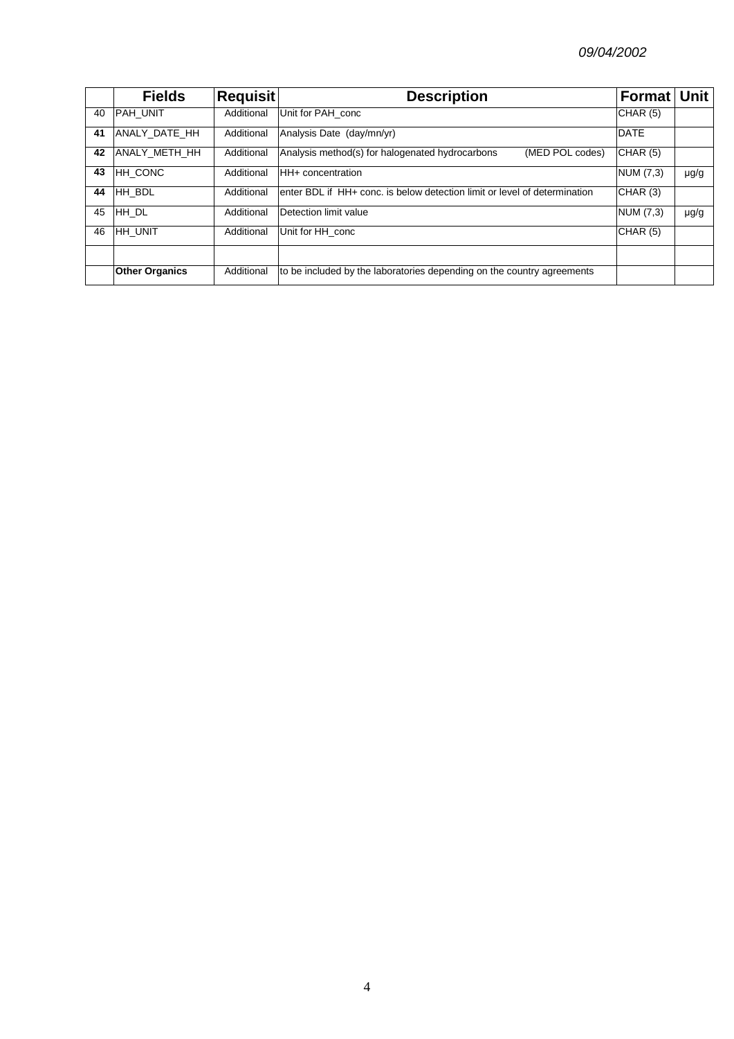*09/04/2002*

| | Fields | Requisit | Description | Format | Unit |
|---|---|---|---|---|---|
| 40 | PAH_UNIT | Additional | Unit for PAH_conc | CHAR (5) | |
| **41** | ANALY_DATE_HH | Additional | Analysis Date (day/mn/yr) | DATE | |
| **42** | ANALY_METH_HH | Additional | Analysis method(s) for halogenated hydrocarbons (MED POL codes) | CHAR (5) | |
| **43** | HH_CONC | Additional | HH+ concentration | NUM (7,3) | µg/g |
| **44** | HH_BDL | Additional | enter BDL if HH+ conc. is below detection limit or level of determination | CHAR (3) | |
| 45 | HH_DL | Additional | Detection limit value | NUM (7,3) | µg/g |
| 46 | HH_UNIT | Additional | Unit for HH_conc | CHAR (5) | |
| | | | | | |
| | **Other Organics** | Additional | to be included by the laboratories depending on the country agreements | | |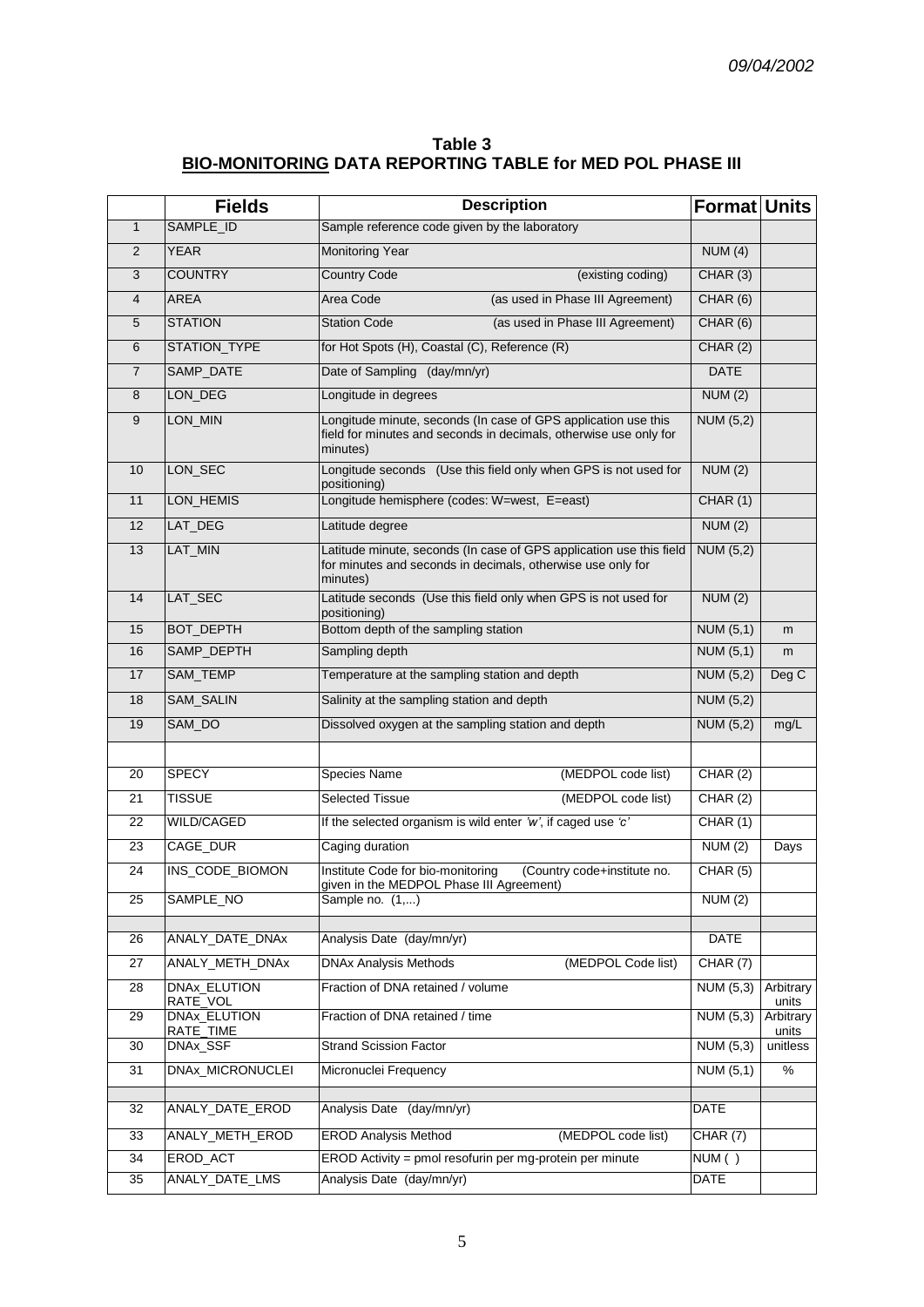# Table 3

## BIO-MONITORING DATA REPORTING TABLE for MED POL PHASE III

| | Fields | Description | Format | Units |
|---|---|---|---|---|
| 1 | SAMPLE_ID | Sample reference code given by the laboratory | | |
| 2 | YEAR | Monitoring Year | NUM (4) | |
| 3 | COUNTRY | Country Code (existing coding) | CHAR (3) | |
| 4 | AREA | Area Code (as used in Phase III Agreement) | CHAR (6) | |
| 5 | STATION | Station Code (as used in Phase III Agreement) | CHAR (6) | |
| 6 | STATION_TYPE | for Hot Spots (H), Coastal (C), Reference (R) | CHAR (2) | |
| 7 | SAMP_DATE | Date of Sampling (day/mn/yr) | DATE | |
| 8 | LON_DEG | Longitude in degrees | NUM (2) | |
| 9 | LON_MIN | Longitude minute, seconds (In case of GPS application use this field for minutes and seconds in decimals, otherwise use only for minutes) | NUM (5,2) | |
| 10 | LON_SEC | Longitude seconds (Use this field only when GPS is not used for positioning) | NUM (2) | |
| 11 | LON_HEMIS | Longitude hemisphere (codes: W=west, E=east) | CHAR (1) | |
| 12 | LAT_DEG | Latitude degree | NUM (2) | |
| 13 | LAT_MIN | Latitude minute, seconds (In case of GPS application use this field for minutes and seconds in decimals, otherwise use only for minutes) | NUM (5,2) | |
| 14 | LAT_SEC | Latitude seconds (Use this field only when GPS is not used for positioning) | NUM (2) | |
| 15 | BOT_DEPTH | Bottom depth of the sampling station | NUM (5,1) | m |
| 16 | SAMP_DEPTH | Sampling depth | NUM (5,1) | m |
| 17 | SAM_TEMP | Temperature at the sampling station and depth | NUM (5,2) | Deg C |
| 18 | SAM_SALIN | Salinity at the sampling station and depth | NUM (5,2) | |
| 19 | SAM_DO | Dissolved oxygen at the sampling station and depth | NUM (5,2) | mg/L |
| | | | | |
| 20 | SPECY | Species Name (MEDPOL code list) | CHAR (2) | |
| 21 | TISSUE | Selected Tissue (MEDPOL code list) | CHAR (2) | |
| 22 | WILD/CAGED | If the selected organism is wild enter *'w'*, if caged use *'c'* | CHAR (1) | |
| 23 | CAGE_DUR | Caging duration | NUM (2) | Days |
| 24 | INS_CODE_BIOMON | Institute Code for bio-monitoring (Country code+institute no. given in the MEDPOL Phase III Agreement) | CHAR (5) | |
| 25 | SAMPLE_NO | Sample no. (1,...) | NUM (2) | |
| | | | | |
| 26 | ANALY_DATE_DNAx | Analysis Date (day/mn/yr) | DATE | |
| 27 | ANALY_METH_DNAx | DNAx Analysis Methods (MEDPOL Code list) | CHAR (7) | |
| 28 | DNAx_ELUTION RATE_VOL | Fraction of DNA retained / volume | NUM (5,3) | Arbitrary units |
| 29 | DNAx_ELUTION RATE_TIME | Fraction of DNA retained / time | NUM (5,3) | Arbitrary units |
| 30 | DNAx_SSF | Strand Scission Factor | NUM (5,3) | unitless |
| 31 | DNAx_MICRONUCLEI | Micronuclei Frequency | NUM (5,1) | % |
| | | | | |
| 32 | ANALY_DATE_EROD | Analysis Date (day/mn/yr) | DATE | |
| 33 | ANALY_METH_EROD | EROD Analysis Method (MEDPOL code list) | CHAR (7) | |
| 34 | EROD_ACT | EROD Activity = pmol resofurin per mg-protein per minute | NUM ( ) | |
| 35 | ANALY_DATE_LMS | Analysis Date (day/mn/yr) | DATE | |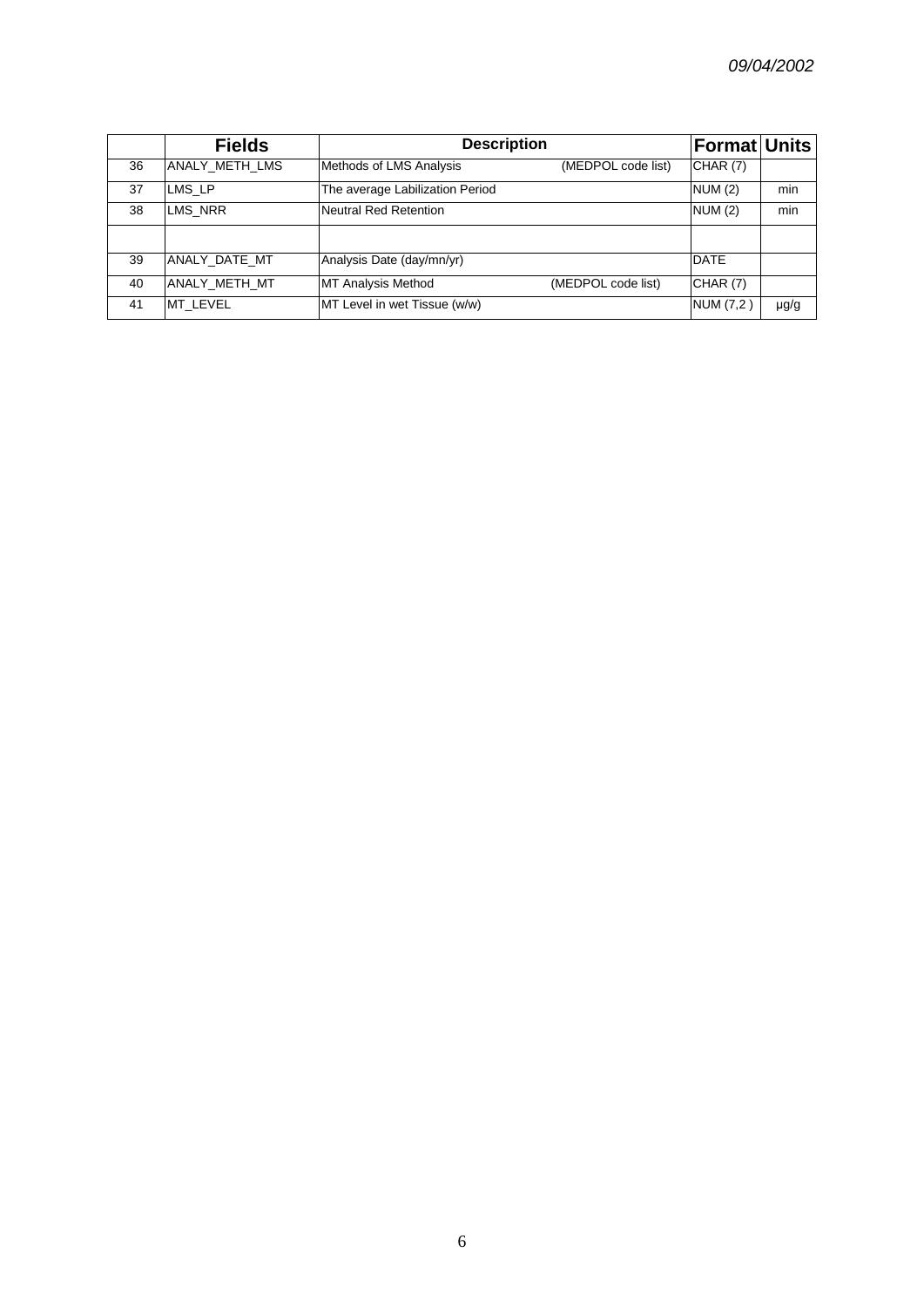| | Fields | Description | Format | Units |
|---|---|---|---|---|
| 36 | ANALY_METH_LMS | Methods of LMS Analysis (MEDPOL code list) | CHAR (7) | |
| 37 | LMS_LP | The average Labilization Period | NUM (2) | min |
| 38 | LMS_NRR | Neutral Red Retention | NUM (2) | min |
| | | | | |
| 39 | ANALY_DATE_MT | Analysis Date (day/mn/yr) | DATE | |
| 40 | ANALY_METH_MT | MT Analysis Method (MEDPOL code list) | CHAR (7) | |
| 41 | MT_LEVEL | MT Level in wet Tissue (w/w) | NUM (7,2 ) | µg/g |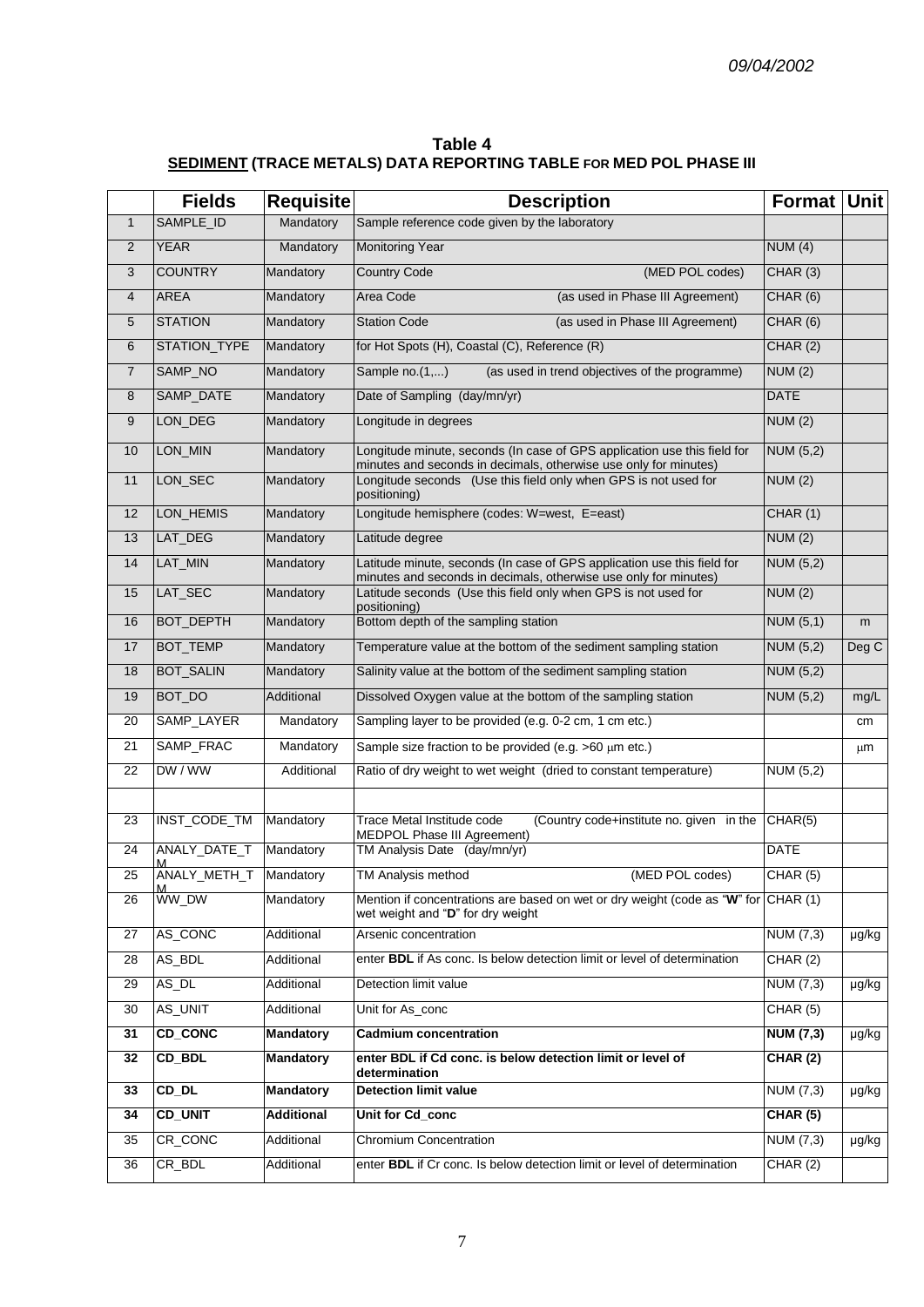*09/04/2002*

**Table 4**
**SEDIMENT (TRACE METALS) DATA REPORTING TABLE FOR MED POL PHASE III**

| | Fields | Requisite | Description | Format | Unit |
|---|---|---|---|---|---|
| 1 | SAMPLE_ID | Mandatory | Sample reference code given by the laboratory | | |
| 2 | YEAR | Mandatory | Monitoring Year | NUM (4) | |
| 3 | COUNTRY | Mandatory | Country Code (MED POL codes) | CHAR (3) | |
| 4 | AREA | Mandatory | Area Code (as used in Phase III Agreement) | CHAR (6) | |
| 5 | STATION | Mandatory | Station Code (as used in Phase III Agreement) | CHAR (6) | |
| 6 | STATION_TYPE | Mandatory | for Hot Spots (H), Coastal (C), Reference (R) | CHAR (2) | |
| 7 | SAMP_NO | Mandatory | Sample no.(1,...) (as used in trend objectives of the programme) | NUM (2) | |
| 8 | SAMP_DATE | Mandatory | Date of Sampling (day/mn/yr) | DATE | |
| 9 | LON_DEG | Mandatory | Longitude in degrees | NUM (2) | |
| 10 | LON_MIN | Mandatory | Longitude minute, seconds (In case of GPS application use this field for minutes and seconds in decimals, otherwise use only for minutes) | NUM (5,2) | |
| 11 | LON_SEC | Mandatory | Longitude seconds (Use this field only when GPS is not used for positioning) | NUM (2) | |
| 12 | LON_HEMIS | Mandatory | Longitude hemisphere (codes: W=west, E=east) | CHAR (1) | |
| 13 | LAT_DEG | Mandatory | Latitude degree | NUM (2) | |
| 14 | LAT_MIN | Mandatory | Latitude minute, seconds (In case of GPS application use this field for minutes and seconds in decimals, otherwise use only for minutes) | NUM (5,2) | |
| 15 | LAT_SEC | Mandatory | Latitude seconds (Use this field only when GPS is not used for positioning) | NUM (2) | |
| 16 | BOT_DEPTH | Mandatory | Bottom depth of the sampling station | NUM (5,1) | m |
| 17 | BOT_TEMP | Mandatory | Temperature value at the bottom of the sediment sampling station | NUM (5,2) | Deg C |
| 18 | BOT_SALIN | Mandatory | Salinity value at the bottom of the sediment sampling station | NUM (5,2) | |
| 19 | BOT_DO | Additional | Dissolved Oxygen value at the bottom of the sampling station | NUM (5,2) | mg/L |
| 20 | SAMP_LAYER | Mandatory | Sampling layer to be provided (e.g. 0-2 cm, 1 cm etc.) | | cm |
| 21 | SAMP_FRAC | Mandatory | Sample size fraction to be provided (e.g. >60 μm etc.) | | μm |
| 22 | DW / WW | Additional | Ratio of dry weight to wet weight (dried to constant temperature) | NUM (5,2) | |
| | | | | | |
| 23 | INST_CODE_TM | Mandatory | Trace Metal Institude code (Country code+institute no. given in the MEDPOL Phase III Agreement) | CHAR(5) | |
| 24 | ANALY_DATE_TM | Mandatory | TM Analysis Date (day/mn/yr) | DATE | |
| 25 | ANALY_METH_TM | Mandatory | TM Analysis method (MED POL codes) | CHAR (5) | |
| 26 | WW_DW | Mandatory | Mention if concentrations are based on wet or dry weight (code as "**W**" for wet weight and "**D**" for dry weight | CHAR (1) | |
| 27 | AS_CONC | Additional | Arsenic concentration | NUM (7,3) | μg/kg |
| 28 | AS_BDL | Additional | enter **BDL** if As conc. Is below detection limit or level of determination | CHAR (2) | |
| 29 | AS_DL | Additional | Detection limit value | NUM (7,3) | μg/kg |
| 30 | AS_UNIT | Additional | Unit for As_conc | CHAR (5) | |
| **31** | **CD_CONC** | **Mandatory** | **Cadmium concentration** | **NUM (7,3)** | μg/kg |
| **32** | **CD_BDL** | **Mandatory** | **enter BDL if Cd conc. is below detection limit or level of determination** | **CHAR (2)** | |
| **33** | **CD_DL** | **Mandatory** | **Detection limit value** | NUM (7,3) | μg/kg |
| **34** | **CD_UNIT** | **Additional** | **Unit for Cd_conc** | **CHAR (5)** | |
| 35 | CR_CONC | Additional | Chromium Concentration | NUM (7,3) | μg/kg |
| 36 | CR_BDL | Additional | enter **BDL** if Cr conc. Is below detection limit or level of determination | CHAR (2) | |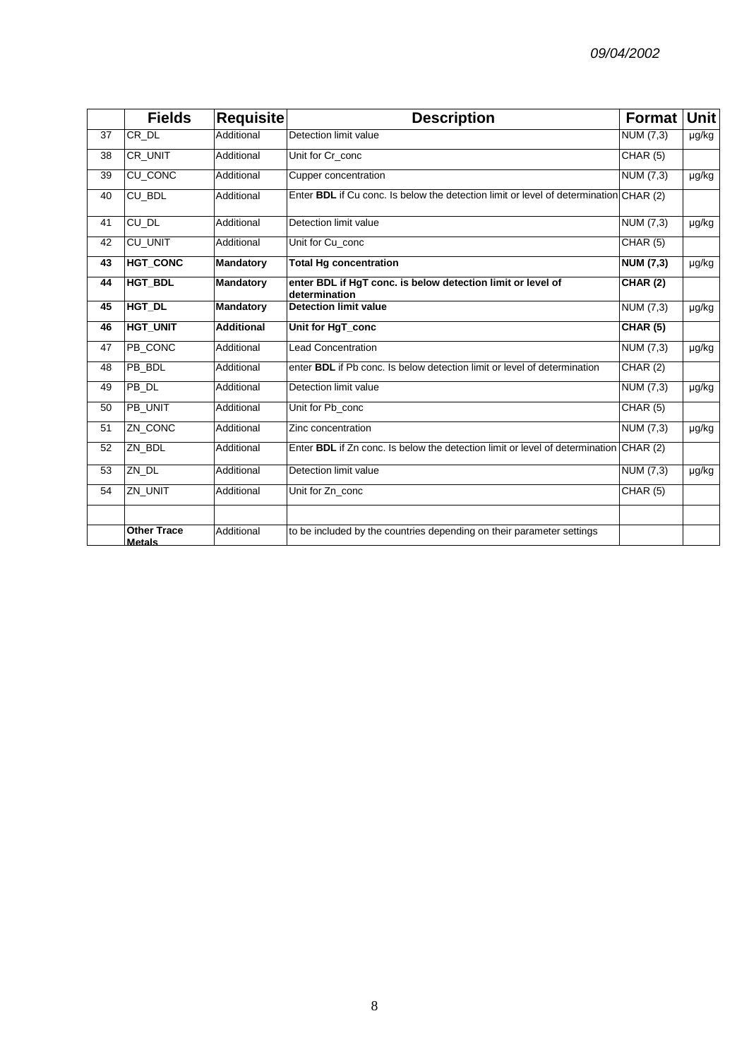| | Fields | Requisite | Description | Format | Unit |
|---|---|---|---|---|---|
| 37 | CR_DL | Additional | Detection limit value | NUM (7,3) | µg/kg |
| 38 | CR_UNIT | Additional | Unit for Cr_conc | CHAR (5) | |
| 39 | CU_CONC | Additional | Cupper concentration | NUM (7,3) | µg/kg |
| 40 | CU_BDL | Additional | Enter **BDL** if Cu conc. Is below the detection limit or level of determination | CHAR (2) | |
| 41 | CU_DL | Additional | Detection limit value | NUM (7,3) | µg/kg |
| 42 | CU_UNIT | Additional | Unit for Cu_conc | CHAR (5) | |
| **43** | **HGT_CONC** | **Mandatory** | **Total Hg concentration** | **NUM (7,3)** | µg/kg |
| **44** | **HGT_BDL** | **Mandatory** | **enter BDL if HgT conc. is below detection limit or level of determination** | **CHAR (2)** | |
| **45** | **HGT_DL** | **Mandatory** | **Detection limit value** | NUM (7,3) | µg/kg |
| **46** | **HGT_UNIT** | **Additional** | **Unit for HgT_conc** | **CHAR (5)** | |
| 47 | PB_CONC | Additional | Lead Concentration | NUM (7,3) | µg/kg |
| 48 | PB_BDL | Additional | enter **BDL** if Pb conc. Is below detection limit or level of determination | CHAR (2) | |
| 49 | PB_DL | Additional | Detection limit value | NUM (7,3) | µg/kg |
| 50 | PB_UNIT | Additional | Unit for Pb_conc | CHAR (5) | |
| 51 | ZN_CONC | Additional | Zinc concentration | NUM (7,3) | µg/kg |
| 52 | ZN_BDL | Additional | Enter **BDL** if Zn conc. Is below the detection limit or level of determination | CHAR (2) | |
| 53 | ZN_DL | Additional | Detection limit value | NUM (7,3) | µg/kg |
| 54 | ZN_UNIT | Additional | Unit for Zn_conc | CHAR (5) | |
| | | | | | |
| | **Other Trace Metals** | Additional | to be included by the countries depending on their parameter settings | | |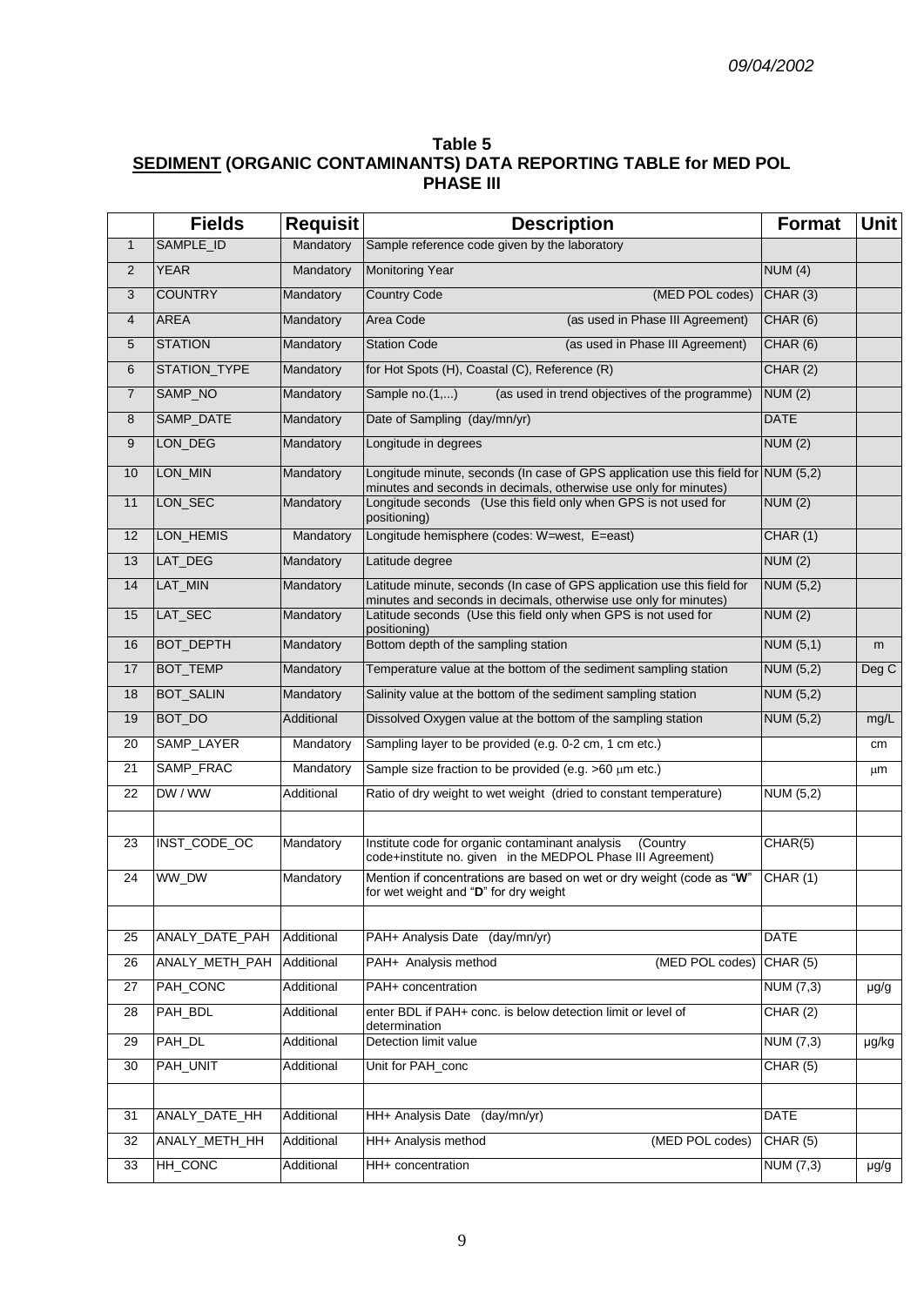*09/04/2002*

### Table 5
### SEDIMENT (ORGANIC CONTAMINANTS) DATA REPORTING TABLE for MED POL PHASE III

| | Fields | Requisit | Description | Format | Unit |
|---|---|---|---|---|---|
| 1 | SAMPLE_ID | Mandatory | Sample reference code given by the laboratory | | |
| 2 | YEAR | Mandatory | Monitoring Year | NUM (4) | |
| 3 | COUNTRY | Mandatory | Country Code (MED POL codes) | CHAR (3) | |
| 4 | AREA | Mandatory | Area Code (as used in Phase III Agreement) | CHAR (6) | |
| 5 | STATION | Mandatory | Station Code (as used in Phase III Agreement) | CHAR (6) | |
| 6 | STATION_TYPE | Mandatory | for Hot Spots (H), Coastal (C), Reference (R) | CHAR (2) | |
| 7 | SAMP_NO | Mandatory | Sample no.(1,...) (as used in trend objectives of the programme) | NUM (2) | |
| 8 | SAMP_DATE | Mandatory | Date of Sampling (day/mn/yr) | DATE | |
| 9 | LON_DEG | Mandatory | Longitude in degrees | NUM (2) | |
| 10 | LON_MIN | Mandatory | Longitude minute, seconds (In case of GPS application use this field for minutes and seconds in decimals, otherwise use only for minutes) | NUM (5,2) | |
| 11 | LON_SEC | Mandatory | Longitude seconds (Use this field only when GPS is not used for positioning) | NUM (2) | |
| 12 | LON_HEMIS | Mandatory | Longitude hemisphere (codes: W=west, E=east) | CHAR (1) | |
| 13 | LAT_DEG | Mandatory | Latitude degree | NUM (2) | |
| 14 | LAT_MIN | Mandatory | Latitude minute, seconds (In case of GPS application use this field for minutes and seconds in decimals, otherwise use only for minutes) | NUM (5,2) | |
| 15 | LAT_SEC | Mandatory | Latitude seconds (Use this field only when GPS is not used for positioning) | NUM (2) | |
| 16 | BOT_DEPTH | Mandatory | Bottom depth of the sampling station | NUM (5,1) | m |
| 17 | BOT_TEMP | Mandatory | Temperature value at the bottom of the sediment sampling station | NUM (5,2) | Deg C |
| 18 | BOT_SALIN | Mandatory | Salinity value at the bottom of the sediment sampling station | NUM (5,2) | |
| 19 | BOT_DO | Additional | Dissolved Oxygen value at the bottom of the sampling station | NUM (5,2) | mg/L |
| 20 | SAMP_LAYER | Mandatory | Sampling layer to be provided (e.g. 0-2 cm, 1 cm etc.) | | cm |
| 21 | SAMP_FRAC | Mandatory | Sample size fraction to be provided (e.g. >60 μm etc.) | | μm |
| 22 | DW / WW | Additional | Ratio of dry weight to wet weight (dried to constant temperature) | NUM (5,2) | |
| | | | | | |
| 23 | INST_CODE_OC | Mandatory | Institute code for organic contaminant analysis (Country code+institute no. given in the MEDPOL Phase III Agreement) | CHAR(5) | |
| 24 | WW_DW | Mandatory | Mention if concentrations are based on wet or dry weight (code as "**W**" for wet weight and "**D**" for dry weight | CHAR (1) | |
| | | | | | |
| 25 | ANALY_DATE_PAH | Additional | PAH+ Analysis Date (day/mn/yr) | DATE | |
| 26 | ANALY_METH_PAH | Additional | PAH+ Analysis method (MED POL codes) | CHAR (5) | |
| 27 | PAH_CONC | Additional | PAH+ concentration | NUM (7,3) | µg/g |
| 28 | PAH_BDL | Additional | enter BDL if PAH+ conc. is below detection limit or level of determination | CHAR (2) | |
| 29 | PAH_DL | Additional | Detection limit value | NUM (7,3) | µg/kg |
| 30 | PAH_UNIT | Additional | Unit for PAH_conc | CHAR (5) | |
| | | | | | |
| 31 | ANALY_DATE_HH | Additional | HH+ Analysis Date (day/mn/yr) | DATE | |
| 32 | ANALY_METH_HH | Additional | HH+ Analysis method (MED POL codes) | CHAR (5) | |
| 33 | HH_CONC | Additional | HH+ concentration | NUM (7,3) | µg/g |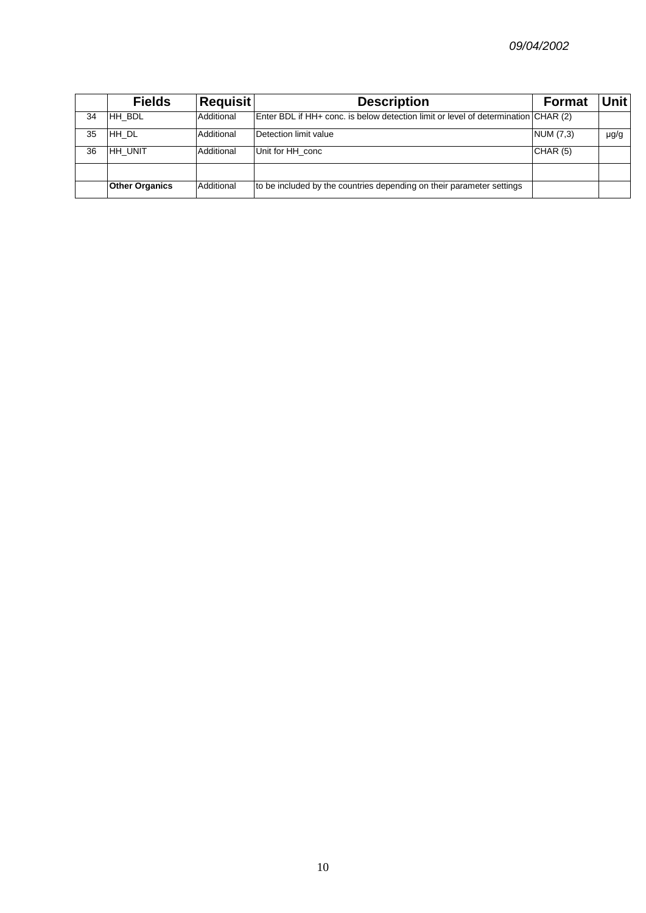|  | **Fields** | **Requisit** | **Description** | **Format** | **Unit** |
|---|---|---|---|---|---|
| 34 | HH_BDL | Additional | Enter BDL if HH+ conc. is below detection limit or level of determination | CHAR (2) |  |
| 35 | HH_DL | Additional | Detection limit value | NUM (7,3) | µg/g |
| 36 | HH_UNIT | Additional | Unit for HH_conc | CHAR (5) |  |
|  |  |  |  |  |  |
|  | **Other Organics** | Additional | to be included by the countries depending on their parameter settings |  |  |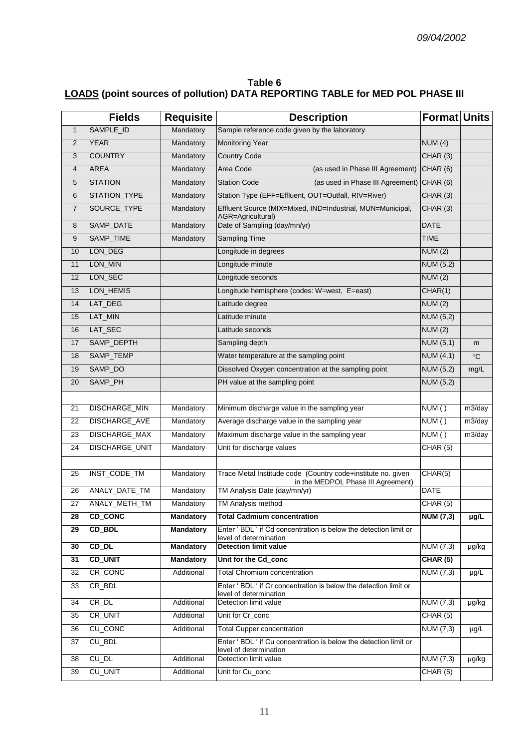09/04/2002

**Table 6**
**LOADS (point sources of pollution) DATA REPORTING TABLE for MED POL PHASE III**

| | Fields | Requisite | Description | Format | Units |
|---|---|---|---|---|---|
| 1 | SAMPLE_ID | Mandatory | Sample reference code given by the laboratory | | |
| 2 | YEAR | Mandatory | Monitoring Year | NUM (4) | |
| 3 | COUNTRY | Mandatory | Country Code | CHAR (3) | |
| 4 | AREA | Mandatory | Area Code (as used in Phase III Agreement) | CHAR (6) | |
| 5 | STATION | Mandatory | Station Code (as used in Phase III Agreement) | CHAR (6) | |
| 6 | STATION_TYPE | Mandatory | Station Type (EFF=Effluent, OUT=Outfall, RIV=River) | CHAR (3) | |
| 7 | SOURCE_TYPE | Mandatory | Effluent Source (MIX=Mixed, IND=Industrial, MUN=Municipal, AGR=Agricultural) | CHAR (3) | |
| 8 | SAMP_DATE | Mandatory | Date of Sampling (day/mn/yr) | DATE | |
| 9 | SAMP_TIME | Mandatory | Sampling Time | TIME | |
| 10 | LON_DEG | | Longitude in degrees | NUM (2) | |
| 11 | LON_MIN | | Longitude minute | NUM (5,2) | |
| 12 | LON_SEC | | Longitude seconds | NUM (2) | |
| 13 | LON_HEMIS | | Longitude hemisphere (codes: W=west, E=east) | CHAR(1) | |
| 14 | LAT_DEG | | Latitude degree | NUM (2) | |
| 15 | LAT_MIN | | Latitude minute | NUM (5,2) | |
| 16 | LAT_SEC | | Latitude seconds | NUM (2) | |
| 17 | SAMP_DEPTH | | Sampling depth | NUM (5,1) | m |
| 18 | SAMP_TEMP | | Water temperature at the sampling point | NUM (4,1) | °C |
| 19 | SAMP_DO | | Dissolved Oxygen concentration at the sampling point | NUM (5,2) | mg/L |
| 20 | SAMP_PH | | PH value at the sampling point | NUM (5,2) | |
| | | | | | |
| 21 | DISCHARGE_MIN | Mandatory | Minimum discharge value in the sampling year | NUM ( ) | m3/day |
| 22 | DISCHARGE_AVE | Mandatory | Average discharge value in the sampling year | NUM ( ) | m3/day |
| 23 | DISCHARGE_MAX | Mandatory | Maximum discharge value in the sampling year | NUM ( ) | m3/day |
| 24 | DISCHARGE_UNIT | Mandatory | Unit for discharge values | CHAR (5) | |
| | | | | | |
| 25 | INST_CODE_TM | Mandatory | Trace Metal Institude code (Country code+institute no. given in the MEDPOL Phase III Agreement) | CHAR(5) | |
| 26 | ANALY_DATE_TM | Mandatory | TM Analysis Date (day/mn/yr) | DATE | |
| 27 | ANALY_METH_TM | Mandatory | TM Analysis method | CHAR (5) | |
| **28** | **CD_CONC** | **Mandatory** | **Total Cadmium concentration** | **NUM (7,3)** | **µg/L** |
| **29** | **CD_BDL** | **Mandatory** | Enter ' BDL ' if Cd concentration is below the detection limit or level of determination | | |
| **30** | **CD_DL** | **Mandatory** | **Detection limit value** | NUM (7,3) | µg/kg |
| **31** | **CD_UNIT** | **Mandatory** | **Unit for the Cd_conc** | **CHAR (5)** | |
| 32 | CR_CONC | Additional | Total Chromium concentration | NUM (7,3) | µg/L |
| 33 | CR_BDL | | Enter ' BDL ' if Cr concentration is below the detection limit or level of determination | | |
| 34 | CR_DL | Additional | Detection limit value | NUM (7,3) | µg/kg |
| 35 | CR_UNIT | Additional | Unit for Cr_conc | CHAR (5) | |
| 36 | CU_CONC | Additional | Total Cupper concentration | NUM (7,3) | µg/L |
| 37 | CU_BDL | | Enter ' BDL ' if Cu concentration is below the detection limit or level of determination | | |
| 38 | CU_DL | Additional | Detection limit value | NUM (7,3) | µg/kg |
| 39 | CU_UNIT | Additional | Unit for Cu_conc | CHAR (5) | |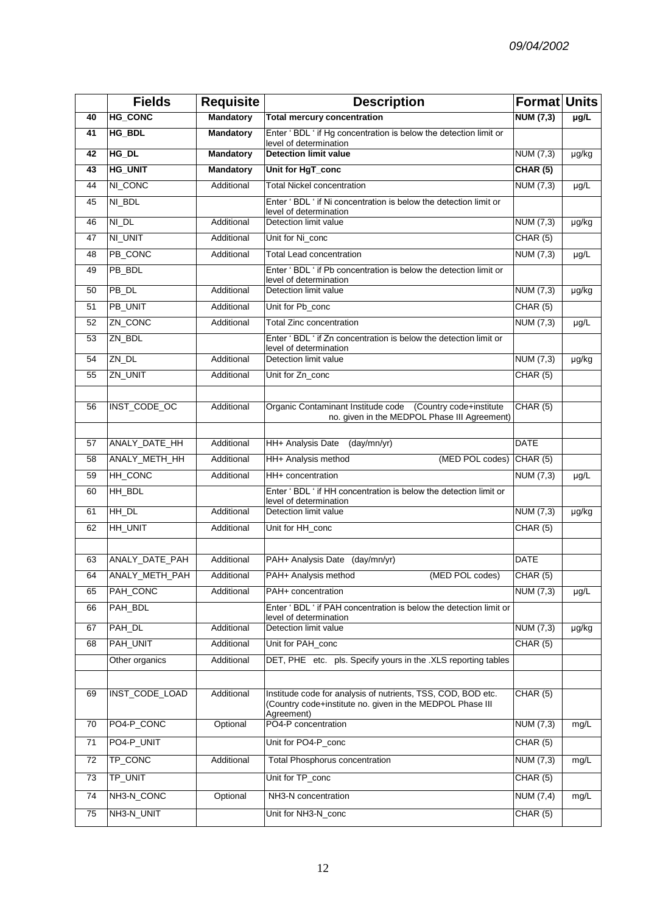|  | Fields | Requisite | Description | Format | Units |
|---|---|---|---|---|---|
| **40** | **HG_CONC** | **Mandatory** | **Total mercury concentration** | **NUM (7,3)** | **µg/L** |
| **41** | **HG_BDL** | **Mandatory** | Enter ' BDL ' if Hg concentration is below the detection limit or level of determination |  |  |
| **42** | **HG_DL** | **Mandatory** | **Detection limit value** | NUM (7,3) | µg/kg |
| **43** | **HG_UNIT** | **Mandatory** | **Unit for HgT_conc** | **CHAR (5)** |  |
| 44 | NI_CONC | Additional | Total Nickel concentration | NUM (7,3) | µg/L |
| 45 | NI_BDL |  | Enter ' BDL ' if Ni concentration is below the detection limit or level of determination |  |  |
| 46 | NI_DL | Additional | Detection limit value | NUM (7,3) | µg/kg |
| 47 | NI_UNIT | Additional | Unit for Ni_conc | CHAR (5) |  |
| 48 | PB_CONC | Additional | Total Lead concentration | NUM (7,3) | µg/L |
| 49 | PB_BDL |  | Enter ' BDL ' if Pb concentration is below the detection limit or level of determination |  |  |
| 50 | PB_DL | Additional | Detection limit value | NUM (7,3) | µg/kg |
| 51 | PB_UNIT | Additional | Unit for Pb_conc | CHAR (5) |  |
| 52 | ZN_CONC | Additional | Total Zinc concentration | NUM (7,3) | µg/L |
| 53 | ZN_BDL |  | Enter ' BDL ' if Zn concentration is below the detection limit or level of determination |  |  |
| 54 | ZN_DL | Additional | Detection limit value | NUM (7,3) | µg/kg |
| 55 | ZN_UNIT | Additional | Unit for Zn_conc | CHAR (5) |  |
|  |  |  |  |  |  |
| 56 | INST_CODE_OC | Additional | Organic Contaminant Institude code (Country code+institute no. given in the MEDPOL Phase III Agreement) | CHAR (5) |  |
|  |  |  |  |  |  |
| 57 | ANALY_DATE_HH | Additional | HH+ Analysis Date (day/mn/yr) | DATE |  |
| 58 | ANALY_METH_HH | Additional | HH+ Analysis method (MED POL codes) | CHAR (5) |  |
| 59 | HH_CONC | Additional | HH+ concentration | NUM (7,3) | µg/L |
| 60 | HH_BDL |  | Enter ' BDL ' if HH concentration is below the detection limit or level of determination |  |  |
| 61 | HH_DL | Additional | Detection limit value | NUM (7,3) | µg/kg |
| 62 | HH_UNIT | Additional | Unit for HH_conc | CHAR (5) |  |
|  |  |  |  |  |  |
| 63 | ANALY_DATE_PAH | Additional | PAH+ Analysis Date (day/mn/yr) | DATE |  |
| 64 | ANALY_METH_PAH | Additional | PAH+ Analysis method (MED POL codes) | CHAR (5) |  |
| 65 | PAH_CONC | Additional | PAH+ concentration | NUM (7,3) | µg/L |
| 66 | PAH_BDL |  | Enter ' BDL ' if PAH concentration is below the detection limit or level of determination |  |  |
| 67 | PAH_DL | Additional | Detection limit value | NUM (7,3) | µg/kg |
| 68 | PAH_UNIT | Additional | Unit for PAH_conc | CHAR (5) |  |
|  | Other organics | Additional | DET, PHE etc. pls. Specify yours in the .XLS reporting tables |  |  |
|  |  |  |  |  |  |
| 69 | INST_CODE_LOAD | Additional | Institude code for analysis of nutrients, TSS, COD, BOD etc. (Country code+institute no. given in the MEDPOL Phase III Agreement) | CHAR (5) |  |
| 70 | PO4-P_CONC | Optional | PO4-P concentration | NUM (7,3) | mg/L |
| 71 | PO4-P_UNIT |  | Unit for PO4-P_conc | CHAR (5) |  |
| 72 | TP_CONC | Additional | Total Phosphorus concentration | NUM (7,3) | mg/L |
| 73 | TP_UNIT |  | Unit for TP_conc | CHAR (5) |  |
| 74 | NH3-N_CONC | Optional | NH3-N concentration | NUM (7,4) | mg/L |
| 75 | NH3-N_UNIT |  | Unit for NH3-N_conc | CHAR (5) |  |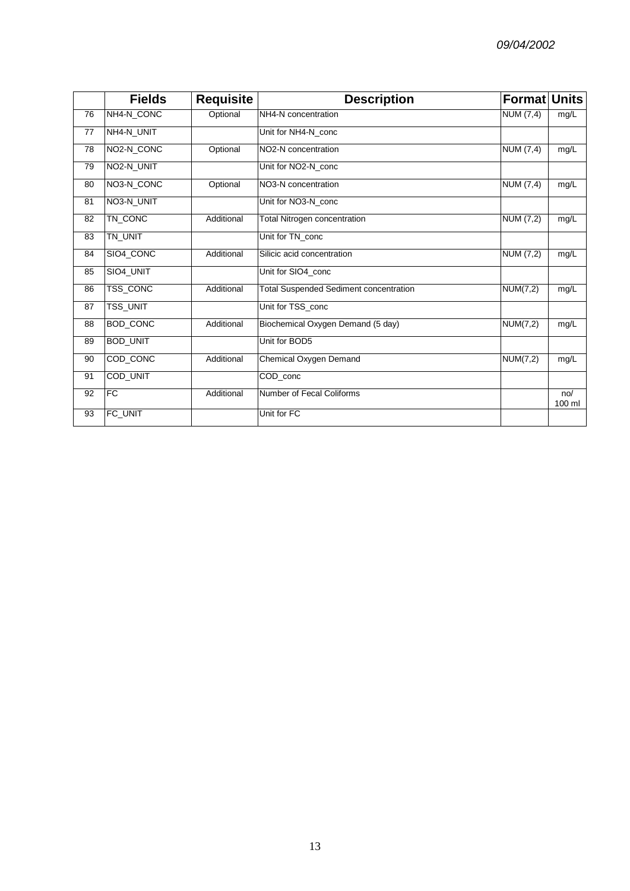|  | Fields | Requisite | Description | Format | Units |
|---|---|---|---|---|---|
| 76 | NH4-N_CONC | Optional | NH4-N concentration | NUM (7,4) | mg/L |
| 77 | NH4-N_UNIT |  | Unit for NH4-N_conc |  |  |
| 78 | NO2-N_CONC | Optional | NO2-N concentration | NUM (7,4) | mg/L |
| 79 | NO2-N_UNIT |  | Unit for NO2-N_conc |  |  |
| 80 | NO3-N_CONC | Optional | NO3-N concentration | NUM (7,4) | mg/L |
| 81 | NO3-N_UNIT |  | Unit for NO3-N_conc |  |  |
| 82 | TN_CONC | Additional | Total Nitrogen concentration | NUM (7,2) | mg/L |
| 83 | TN_UNIT |  | Unit for TN_conc |  |  |
| 84 | SIO4_CONC | Additional | Silicic acid concentration | NUM (7,2) | mg/L |
| 85 | SIO4_UNIT |  | Unit for SIO4_conc |  |  |
| 86 | TSS_CONC | Additional | Total Suspended Sediment concentration | NUM(7,2) | mg/L |
| 87 | TSS_UNIT |  | Unit for TSS_conc |  |  |
| 88 | BOD_CONC | Additional | Biochemical Oxygen Demand (5 day) | NUM(7,2) | mg/L |
| 89 | BOD_UNIT |  | Unit for BOD5 |  |  |
| 90 | COD_CONC | Additional | Chemical Oxygen Demand | NUM(7,2) | mg/L |
| 91 | COD_UNIT |  | COD_conc |  |  |
| 92 | FC | Additional | Number of Fecal Coliforms |  | no/ 100 ml |
| 93 | FC_UNIT |  | Unit for FC |  |  |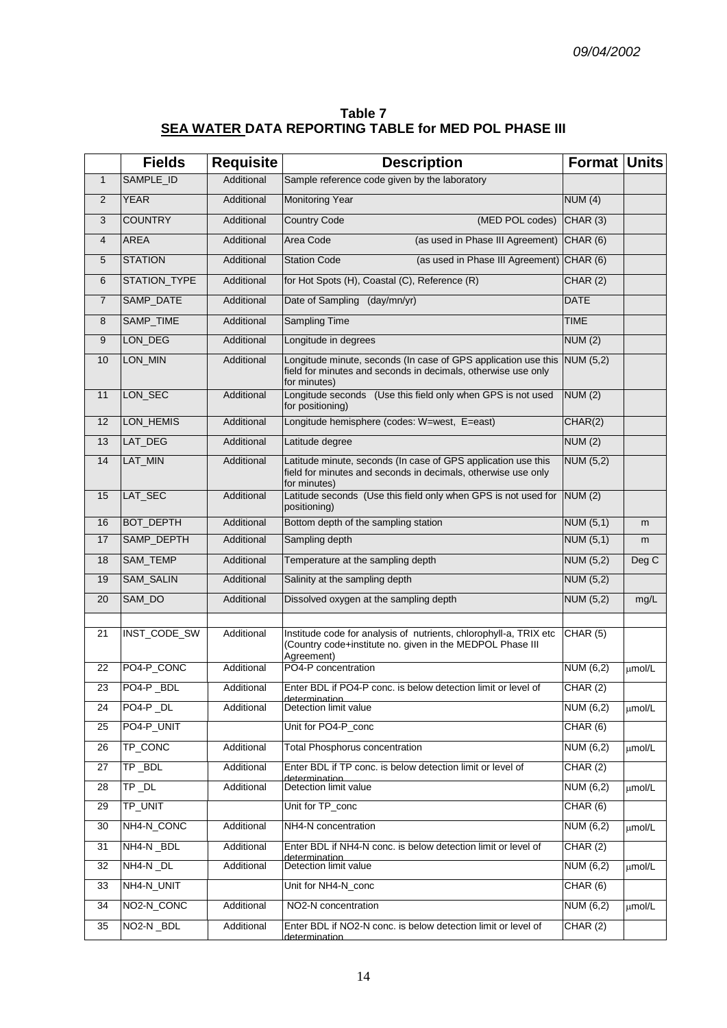*09/04/2002*

**Table 7**
**<u>SEA WATER</u> DATA REPORTING TABLE for MED POL PHASE III**

| | Fields | Requisite | Description | Format | Units |
|---|---|---|---|---|---|
| 1 | SAMPLE_ID | Additional | Sample reference code given by the laboratory | | |
| 2 | YEAR | Additional | Monitoring Year | NUM (4) | |
| 3 | COUNTRY | Additional | Country Code (MED POL codes) | CHAR (3) | |
| 4 | AREA | Additional | Area Code (as used in Phase III Agreement) | CHAR (6) | |
| 5 | STATION | Additional | Station Code (as used in Phase III Agreement) | CHAR (6) | |
| 6 | STATION_TYPE | Additional | for Hot Spots (H), Coastal (C), Reference (R) | CHAR (2) | |
| 7 | SAMP_DATE | Additional | Date of Sampling (day/mn/yr) | DATE | |
| 8 | SAMP_TIME | Additional | Sampling Time | TIME | |
| 9 | LON_DEG | Additional | Longitude in degrees | NUM (2) | |
| 10 | LON_MIN | Additional | Longitude minute, seconds (In case of GPS application use this field for minutes and seconds in decimals, otherwise use only for minutes) | NUM (5,2) | |
| 11 | LON_SEC | Additional | Longitude seconds (Use this field only when GPS is not used for positioning) | NUM (2) | |
| 12 | LON_HEMIS | Additional | Longitude hemisphere (codes: W=west, E=east) | CHAR(2) | |
| 13 | LAT_DEG | Additional | Latitude degree | NUM (2) | |
| 14 | LAT_MIN | Additional | Latitude minute, seconds (In case of GPS application use this field for minutes and seconds in decimals, otherwise use only for minutes) | NUM (5,2) | |
| 15 | LAT_SEC | Additional | Latitude seconds (Use this field only when GPS is not used for positioning) | NUM (2) | |
| 16 | BOT_DEPTH | Additional | Bottom depth of the sampling station | NUM (5,1) | m |
| 17 | SAMP_DEPTH | Additional | Sampling depth | NUM (5,1) | m |
| 18 | SAM_TEMP | Additional | Temperature at the sampling depth | NUM (5,2) | Deg C |
| 19 | SAM_SALIN | Additional | Salinity at the sampling depth | NUM (5,2) | |
| 20 | SAM_DO | Additional | Dissolved oxygen at the sampling depth | NUM (5,2) | mg/L |
| | | | | | |
| 21 | INST_CODE_SW | Additional | Institude code for analysis of nutrients, chlorophyll-a, TRIX etc (Country code+institute no. given in the MEDPOL Phase III Agreement) | CHAR (5) | |
| 22 | PO4-P_CONC | Additional | PO4-P concentration | NUM (6,2) | μmol/L |
| 23 | PO4-P _BDL | Additional | Enter BDL if PO4-P conc. is below detection limit or level of determination | CHAR (2) | |
| 24 | PO4-P _DL | Additional | Detection limit value | NUM (6,2) | μmol/L |
| 25 | PO4-P_UNIT | | Unit for PO4-P_conc | CHAR (6) | |
| 26 | TP_CONC | Additional | Total Phosphorus concentration | NUM (6,2) | μmol/L |
| 27 | TP _BDL | Additional | Enter BDL if TP conc. is below detection limit or level of determination | CHAR (2) | |
| 28 | TP _DL | Additional | Detection limit value | NUM (6,2) | μmol/L |
| 29 | TP_UNIT | | Unit for TP_conc | CHAR (6) | |
| 30 | NH4-N_CONC | Additional | NH4-N concentration | NUM (6,2) | μmol/L |
| 31 | NH4-N _BDL | Additional | Enter BDL if NH4-N conc. is below detection limit or level of determination | CHAR (2) | |
| 32 | NH4-N _DL | Additional | Detection limit value | NUM (6,2) | μmol/L |
| 33 | NH4-N_UNIT | | Unit for NH4-N_conc | CHAR (6) | |
| 34 | NO2-N_CONC | Additional | NO2-N concentration | NUM (6,2) | μmol/L |
| 35 | NO2-N _BDL | Additional | Enter BDL if NO2-N conc. is below detection limit or level of determination | CHAR (2) | |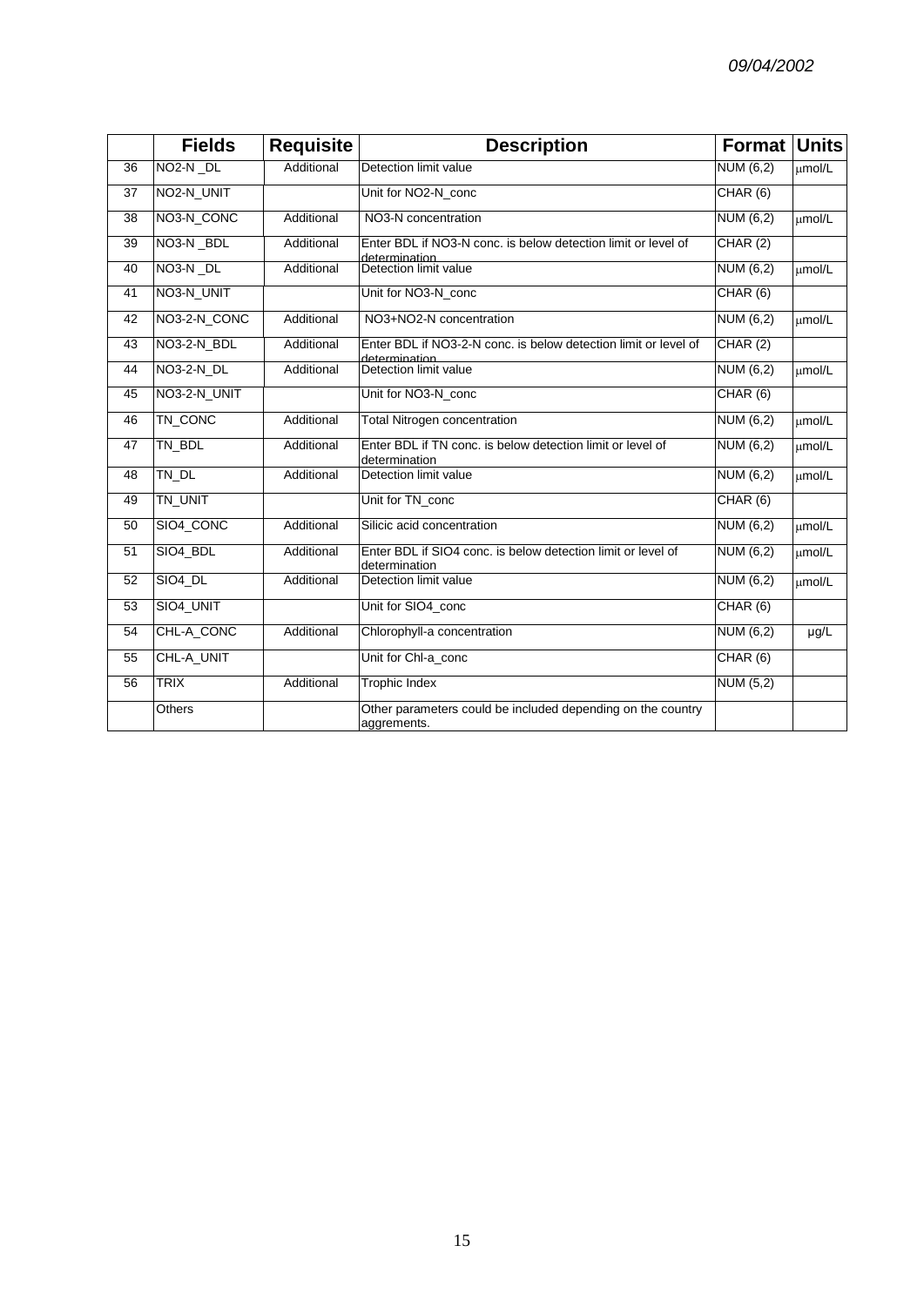| | Fields | Requisite | Description | Format | Units |
|---|---|---|---|---|---|
| 36 | NO2-N _DL | Additional | Detection limit value | NUM (6,2) | μmol/L |
| 37 | NO2-N_UNIT | | Unit for NO2-N_conc | CHAR (6) | |
| 38 | NO3-N_CONC | Additional | NO3-N concentration | NUM (6,2) | μmol/L |
| 39 | NO3-N _BDL | Additional | Enter BDL if NO3-N conc. is below detection limit or level of determination | CHAR (2) | |
| 40 | NO3-N _DL | Additional | Detection limit value | NUM (6,2) | μmol/L |
| 41 | NO3-N_UNIT | | Unit for NO3-N_conc | CHAR (6) | |
| 42 | NO3-2-N_CONC | Additional | NO3+NO2-N concentration | NUM (6,2) | μmol/L |
| 43 | NO3-2-N_BDL | Additional | Enter BDL if NO3-2-N conc. is below detection limit or level of determination | CHAR (2) | |
| 44 | NO3-2-N_DL | Additional | Detection limit value | NUM (6,2) | μmol/L |
| 45 | NO3-2-N_UNIT | | Unit for NO3-N_conc | CHAR (6) | |
| 46 | TN_CONC | Additional | Total Nitrogen concentration | NUM (6,2) | μmol/L |
| 47 | TN_BDL | Additional | Enter BDL if TN conc. is below detection limit or level of determination | NUM (6,2) | μmol/L |
| 48 | TN_DL | Additional | Detection limit value | NUM (6,2) | μmol/L |
| 49 | TN_UNIT | | Unit for TN_conc | CHAR (6) | |
| 50 | SIO4_CONC | Additional | Silicic acid concentration | NUM (6,2) | μmol/L |
| 51 | SIO4_BDL | Additional | Enter BDL if SIO4 conc. is below detection limit or level of determination | NUM (6,2) | μmol/L |
| 52 | SIO4_DL | Additional | Detection limit value | NUM (6,2) | μmol/L |
| 53 | SIO4_UNIT | | Unit for SIO4_conc | CHAR (6) | |
| 54 | CHL-A_CONC | Additional | Chlorophyll-a concentration | NUM (6,2) | μg/L |
| 55 | CHL-A_UNIT | | Unit for Chl-a_conc | CHAR (6) | |
| 56 | TRIX | Additional | Trophic Index | NUM (5,2) | |
| | Others | | Other parameters could be included depending on the country aggrements. | | |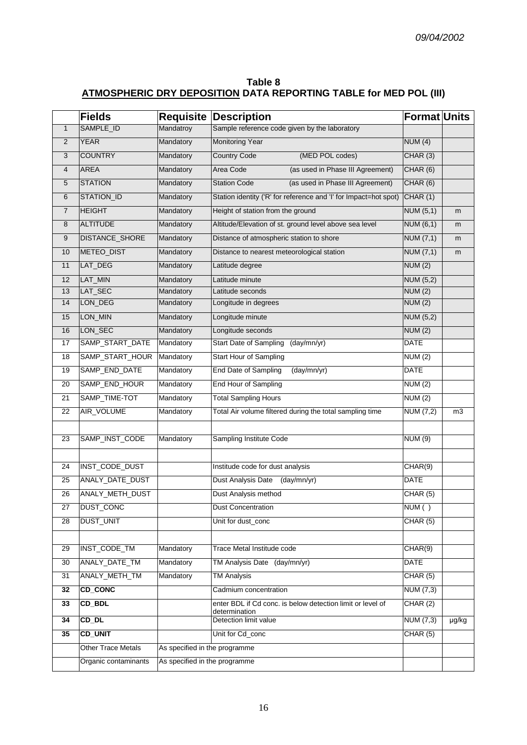*09/04/2002*

**Table 8**
**<u>ATMOSPHERIC DRY DEPOSITION</u> DATA REPORTING TABLE for MED POL (III)**

| | Fields | Requisite | Description | Format | Units |
|---|---|---|---|---|---|
| 1 | SAMPLE_ID | Mandatroy | Sample reference code given by the laboratory | | |
| 2 | YEAR | Mandatory | Monitoring Year | NUM (4) | |
| 3 | COUNTRY | Mandatory | Country Code (MED POL codes) | CHAR (3) | |
| 4 | AREA | Mandatory | Area Code (as used in Phase III Agreement) | CHAR (6) | |
| 5 | STATION | Mandatory | Station Code (as used in Phase III Agreement) | CHAR (6) | |
| 6 | STATION_ID | Mandatory | Station identity ('R' for reference and 'I' for Impact=hot spot) | CHAR (1) | |
| 7 | HEIGHT | Mandatory | Height of station from the ground | NUM (5,1) | m |
| 8 | ALTITUDE | Mandatory | Altitude/Elevation of st. ground level above sea level | NUM (6,1) | m |
| 9 | DISTANCE_SHORE | Mandatory | Distance of atmospheric station to shore | NUM (7,1) | m |
| 10 | METEO_DIST | Mandatory | Distance to nearest meteorological station | NUM (7,1) | m |
| 11 | LAT_DEG | Mandatory | Latitude degree | NUM (2) | |
| 12 | LAT_MIN | Mandatory | Latitude minute | NUM (5,2) | |
| 13 | LAT_SEC | Mandatory | Latitude seconds | NUM (2) | |
| 14 | LON_DEG | Mandatory | Longitude in degrees | NUM (2) | |
| 15 | LON_MIN | Mandatory | Longitude minute | NUM (5,2) | |
| 16 | LON_SEC | Mandatory | Longitude seconds | NUM (2) | |
| 17 | SAMP_START_DATE | Mandatory | Start Date of Sampling (day/mn/yr) | DATE | |
| 18 | SAMP_START_HOUR | Mandatory | Start Hour of Sampling | NUM (2) | |
| 19 | SAMP_END_DATE | Mandatory | End Date of Sampling (day/mn/yr) | DATE | |
| 20 | SAMP_END_HOUR | Mandatory | End Hour of Sampling | NUM (2) | |
| 21 | SAMP_TIME-TOT | Mandatory | Total Sampling Hours | NUM (2) | |
| 22 | AIR_VOLUME | Mandatory | Total Air volume filtered during the total sampling time | NUM (7,2) | m3 |
| | | | | | |
| 23 | SAMP_INST_CODE | Mandatory | Sampling Institute Code | NUM (9) | |
| | | | | | |
| 24 | INST_CODE_DUST | | Institude code for dust analysis | CHAR(9) | |
| 25 | ANALY_DATE_DUST | | Dust Analysis Date (day/mn/yr) | DATE | |
| 26 | ANALY_METH_DUST | | Dust Analysis method | CHAR (5) | |
| 27 | DUST_CONC | | Dust Concentration | NUM ( ) | |
| 28 | DUST_UNIT | | Unit for dust_conc | CHAR (5) | |
| | | | | | |
| 29 | INST_CODE_TM | Mandatory | Trace Metal Institude code | CHAR(9) | |
| 30 | ANALY_DATE_TM | Mandatory | TM Analysis Date (day/mn/yr) | DATE | |
| 31 | ANALY_METH_TM | Mandatory | TM Analysis | CHAR (5) | |
| **32** | **CD_CONC** | | Cadmium concentration | NUM (7,3) | |
| **33** | **CD_BDL** | | enter BDL if Cd conc. is below detection limit or level of determination | CHAR (2) | |
| **34** | **CD_DL** | | Detection limit value | NUM (7,3) | µg/kg |
| **35** | **CD_UNIT** | | Unit for Cd_conc | CHAR (5) | |
| | Other Trace Metals | As specified in the programme | | | |
| | Organic contaminants | As specified in the programme | | | |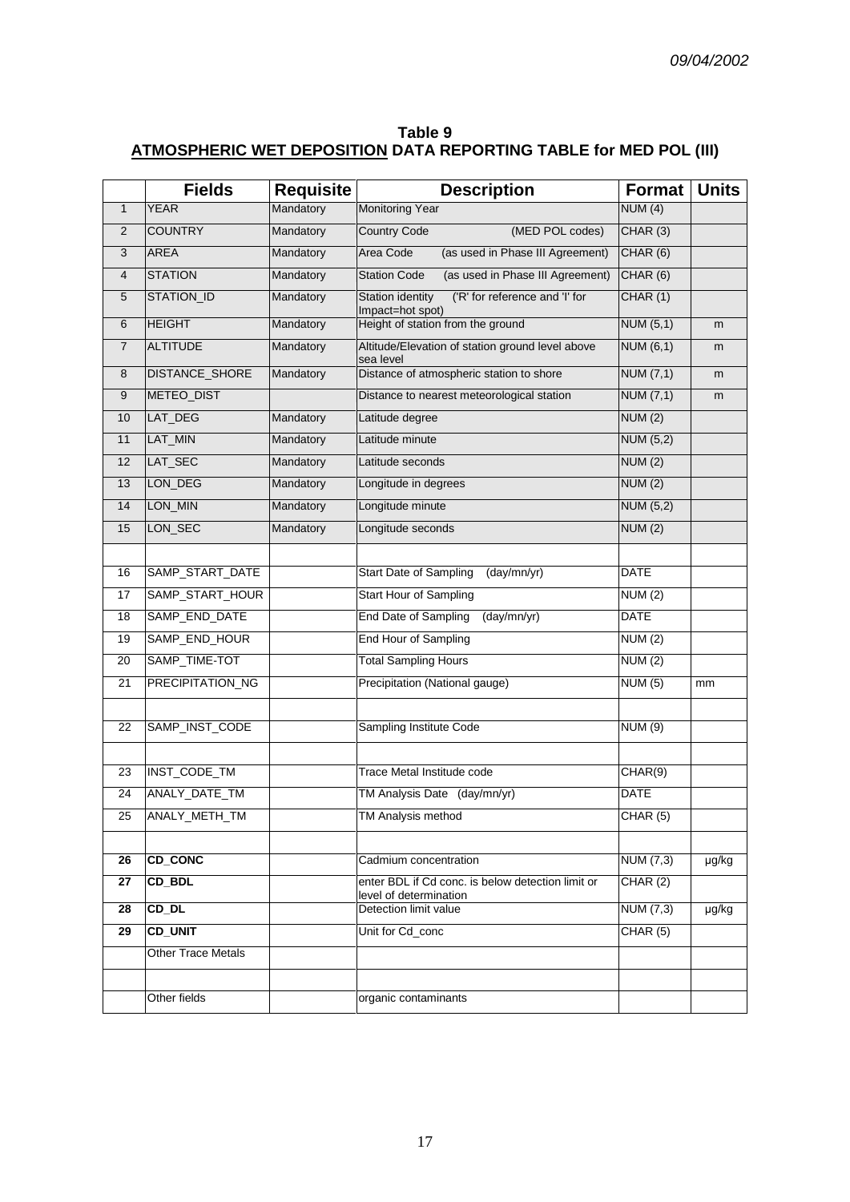*09/04/2002*

**Table 9**
**<u>ATMOSPHERIC WET DEPOSITION</u> DATA REPORTING TABLE for MED POL (III)**

| | Fields | Requisite | Description | Format | Units |
|---|---|---|---|---|---|
| 1 | YEAR | Mandatory | Monitoring Year | NUM (4) | |
| 2 | COUNTRY | Mandatory | Country Code (MED POL codes) | CHAR (3) | |
| 3 | AREA | Mandatory | Area Code (as used in Phase III Agreement) | CHAR (6) | |
| 4 | STATION | Mandatory | Station Code (as used in Phase III Agreement) | CHAR (6) | |
| 5 | STATION_ID | Mandatory | Station identity ('R' for reference and 'I' for Impact=hot spot) | CHAR (1) | |
| 6 | HEIGHT | Mandatory | Height of station from the ground | NUM (5,1) | m |
| 7 | ALTITUDE | Mandatory | Altitude/Elevation of station ground level above sea level | NUM (6,1) | m |
| 8 | DISTANCE_SHORE | Mandatory | Distance of atmospheric station to shore | NUM (7,1) | m |
| 9 | METEO_DIST | | Distance to nearest meteorological station | NUM (7,1) | m |
| 10 | LAT_DEG | Mandatory | Latitude degree | NUM (2) | |
| 11 | LAT_MIN | Mandatory | Latitude minute | NUM (5,2) | |
| 12 | LAT_SEC | Mandatory | Latitude seconds | NUM (2) | |
| 13 | LON_DEG | Mandatory | Longitude in degrees | NUM (2) | |
| 14 | LON_MIN | Mandatory | Longitude minute | NUM (5,2) | |
| 15 | LON_SEC | Mandatory | Longitude seconds | NUM (2) | |
| | | | | | |
| 16 | SAMP_START_DATE | | Start Date of Sampling (day/mn/yr) | DATE | |
| 17 | SAMP_START_HOUR | | Start Hour of Sampling | NUM (2) | |
| 18 | SAMP_END_DATE | | End Date of Sampling (day/mn/yr) | DATE | |
| 19 | SAMP_END_HOUR | | End Hour of Sampling | NUM (2) | |
| 20 | SAMP_TIME-TOT | | Total Sampling Hours | NUM (2) | |
| 21 | PRECIPITATION_NG | | Precipitation (National gauge) | NUM (5) | mm |
| | | | | | |
| 22 | SAMP_INST_CODE | | Sampling Institute Code | NUM (9) | |
| | | | | | |
| 23 | INST_CODE_TM | | Trace Metal Institude code | CHAR(9) | |
| 24 | ANALY_DATE_TM | | TM Analysis Date (day/mn/yr) | DATE | |
| 25 | ANALY_METH_TM | | TM Analysis method | CHAR (5) | |
| | | | | | |
| **26** | **CD_CONC** | | Cadmium concentration | NUM (7,3) | µg/kg |
| **27** | **CD_BDL** | | enter BDL if Cd conc. is below detection limit or level of determination | CHAR (2) | |
| **28** | **CD_DL** | | Detection limit value | NUM (7,3) | µg/kg |
| **29** | **CD_UNIT** | | Unit for Cd_conc | CHAR (5) | |
| | Other Trace Metals | | | | |
| | | | | | |
| | Other fields | | organic contaminants | | |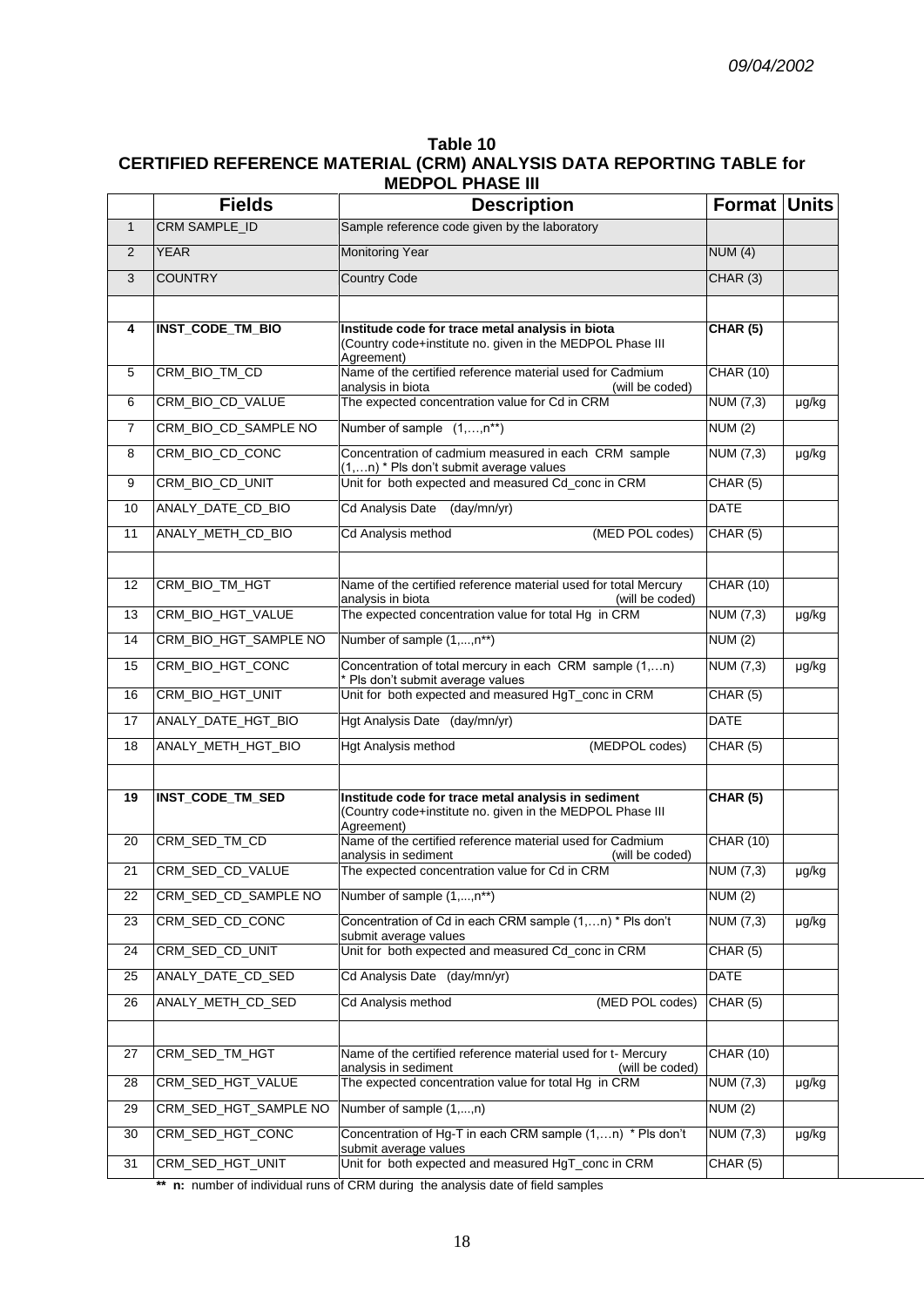*09/04/2002*

**Table 10**
**CERTIFIED REFERENCE MATERIAL (CRM) ANALYSIS DATA REPORTING TABLE for MEDPOL PHASE III**

| | Fields | Description | Format | Units |
|---|---|---|---|---|
| 1 | CRM SAMPLE_ID | Sample reference code given by the laboratory | | |
| 2 | YEAR | Monitoring Year | NUM (4) | |
| 3 | COUNTRY | Country Code | CHAR (3) | |
| | | | | |
| **4** | **INST_CODE_TM_BIO** | **Institude code for trace metal analysis in biota** (Country code+institute no. given in the MEDPOL Phase III Agreement) | **CHAR (5)** | |
| 5 | CRM_BIO_TM_CD | Name of the certified reference material used for Cadmium analysis in biota (will be coded) | CHAR (10) | |
| 6 | CRM_BIO_CD_VALUE | The expected concentration value for Cd in CRM | NUM (7,3) | µg/kg |
| 7 | CRM_BIO_CD_SAMPLE NO | Number of sample (1,…,n**) | NUM (2) | |
| 8 | CRM_BIO_CD_CONC | Concentration of cadmium measured in each CRM sample (1,…n) * Pls don't submit average values | NUM (7,3) | µg/kg |
| 9 | CRM_BIO_CD_UNIT | Unit for both expected and measured Cd_conc in CRM | CHAR (5) | |
| 10 | ANALY_DATE_CD_BIO | Cd Analysis Date (day/mn/yr) | DATE | |
| 11 | ANALY_METH_CD_BIO | Cd Analysis method (MED POL codes) | CHAR (5) | |
| | | | | |
| 12 | CRM_BIO_TM_HGT | Name of the certified reference material used for total Mercury analysis in biota (will be coded) | CHAR (10) | |
| 13 | CRM_BIO_HGT_VALUE | The expected concentration value for total Hg in CRM | NUM (7,3) | µg/kg |
| 14 | CRM_BIO_HGT_SAMPLE NO | Number of sample (1,...,n**) | NUM (2) | |
| 15 | CRM_BIO_HGT_CONC | Concentration of total mercury in each CRM sample (1,…n) * Pls don't submit average values | NUM (7,3) | µg/kg |
| 16 | CRM_BIO_HGT_UNIT | Unit for both expected and measured HgT_conc in CRM | CHAR (5) | |
| 17 | ANALY_DATE_HGT_BIO | Hgt Analysis Date (day/mn/yr) | DATE | |
| 18 | ANALY_METH_HGT_BIO | Hgt Analysis method (MEDPOL codes) | CHAR (5) | |
| | | | | |
| **19** | **INST_CODE_TM_SED** | **Institude code for trace metal analysis in sediment** (Country code+institute no. given in the MEDPOL Phase III Agreement) | **CHAR (5)** | |
| 20 | CRM_SED_TM_CD | Name of the certified reference material used for Cadmium analysis in sediment (will be coded) | CHAR (10) | |
| 21 | CRM_SED_CD_VALUE | The expected concentration value for Cd in CRM | NUM (7,3) | µg/kg |
| 22 | CRM_SED_CD_SAMPLE NO | Number of sample (1,...,n**) | NUM (2) | |
| 23 | CRM_SED_CD_CONC | Concentration of Cd in each CRM sample (1,…n) * Pls don't submit average values | NUM (7,3) | µg/kg |
| 24 | CRM_SED_CD_UNIT | Unit for both expected and measured Cd_conc in CRM | CHAR (5) | |
| 25 | ANALY_DATE_CD_SED | Cd Analysis Date (day/mn/yr) | DATE | |
| 26 | ANALY_METH_CD_SED | Cd Analysis method (MED POL codes) | CHAR (5) | |
| | | | | |
| 27 | CRM_SED_TM_HGT | Name of the certified reference material used for t- Mercury analysis in sediment (will be coded) | CHAR (10) | |
| 28 | CRM_SED_HGT_VALUE | The expected concentration value for total Hg in CRM | NUM (7,3) | µg/kg |
| 29 | CRM_SED_HGT_SAMPLE NO | Number of sample (1,...,n) | NUM (2) | |
| 30 | CRM_SED_HGT_CONC | Concentration of Hg-T in each CRM sample (1,…n) * Pls don't submit average values | NUM (7,3) | µg/kg |
| 31 | CRM_SED_HGT_UNIT | Unit for both expected and measured HgT_conc in CRM | CHAR (5) | |

** **n:** number of individual runs of CRM during the analysis date of field samples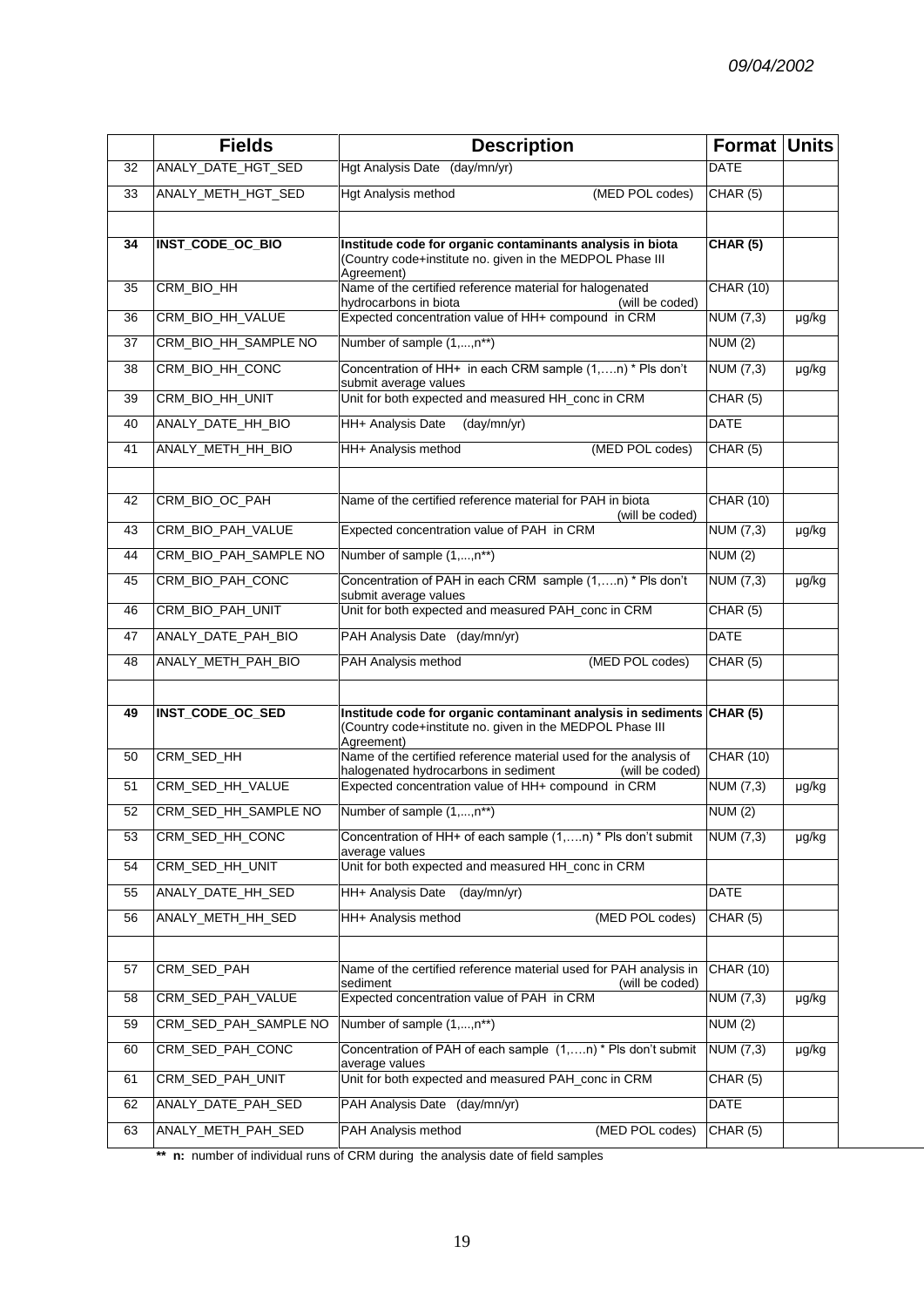*09/04/2002*

| | Fields | Description | Format | Units |
|---|---|---|---|---|
| 32 | ANALY_DATE_HGT_SED | Hgt Analysis Date (day/mn/yr) | DATE | |
| 33 | ANALY_METH_HGT_SED | Hgt Analysis method (MED POL codes) | CHAR (5) | |
| | | | | |
| **34** | **INST_CODE_OC_BIO** | **Institude code for organic contaminants analysis in biota** (Country code+institute no. given in the MEDPOL Phase III Agreement) | **CHAR (5)** | |
| 35 | CRM_BIO_HH | Name of the certified reference material for halogenated hydrocarbons in biota (will be coded) | CHAR (10) | |
| 36 | CRM_BIO_HH_VALUE | Expected concentration value of HH+ compound in CRM | NUM (7,3) | µg/kg |
| 37 | CRM_BIO_HH_SAMPLE NO | Number of sample (1,...,n**) | NUM (2) | |
| 38 | CRM_BIO_HH_CONC | Concentration of HH+ in each CRM sample (1,….n) * Pls don't submit average values | NUM (7,3) | µg/kg |
| 39 | CRM_BIO_HH_UNIT | Unit for both expected and measured HH_conc in CRM | CHAR (5) | |
| 40 | ANALY_DATE_HH_BIO | HH+ Analysis Date (day/mn/yr) | DATE | |
| 41 | ANALY_METH_HH_BIO | HH+ Analysis method (MED POL codes) | CHAR (5) | |
| | | | | |
| 42 | CRM_BIO_OC_PAH | Name of the certified reference material for PAH in biota (will be coded) | CHAR (10) | |
| 43 | CRM_BIO_PAH_VALUE | Expected concentration value of PAH in CRM | NUM (7,3) | µg/kg |
| 44 | CRM_BIO_PAH_SAMPLE NO | Number of sample (1,...,n**) | NUM (2) | |
| 45 | CRM_BIO_PAH_CONC | Concentration of PAH in each CRM sample (1,….n) * Pls don't submit average values | NUM (7,3) | µg/kg |
| 46 | CRM_BIO_PAH_UNIT | Unit for both expected and measured PAH_conc in CRM | CHAR (5) | |
| 47 | ANALY_DATE_PAH_BIO | PAH Analysis Date (day/mn/yr) | DATE | |
| 48 | ANALY_METH_PAH_BIO | PAH Analysis method (MED POL codes) | CHAR (5) | |
| | | | | |
| **49** | **INST_CODE_OC_SED** | **Institude code for organic contaminant analysis in sediments** (Country code+institute no. given in the MEDPOL Phase III Agreement) | **CHAR (5)** | |
| 50 | CRM_SED_HH | Name of the certified reference material used for the analysis of halogenated hydrocarbons in sediment (will be coded) | CHAR (10) | |
| 51 | CRM_SED_HH_VALUE | Expected concentration value of HH+ compound in CRM | NUM (7,3) | µg/kg |
| 52 | CRM_SED_HH_SAMPLE NO | Number of sample (1,...,n**) | NUM (2) | |
| 53 | CRM_SED_HH_CONC | Concentration of HH+ of each sample (1,….n) * Pls don't submit average values | NUM (7,3) | µg/kg |
| 54 | CRM_SED_HH_UNIT | Unit for both expected and measured HH_conc in CRM | | |
| 55 | ANALY_DATE_HH_SED | HH+ Analysis Date (day/mn/yr) | DATE | |
| 56 | ANALY_METH_HH_SED | HH+ Analysis method (MED POL codes) | CHAR (5) | |
| | | | | |
| 57 | CRM_SED_PAH | Name of the certified reference material used for PAH analysis in sediment (will be coded) | CHAR (10) | |
| 58 | CRM_SED_PAH_VALUE | Expected concentration value of PAH in CRM | NUM (7,3) | µg/kg |
| 59 | CRM_SED_PAH_SAMPLE NO | Number of sample (1,...,n**) | NUM (2) | |
| 60 | CRM_SED_PAH_CONC | Concentration of PAH of each sample (1,….n) * Pls don't submit average values | NUM (7,3) | µg/kg |
| 61 | CRM_SED_PAH_UNIT | Unit for both expected and measured PAH_conc in CRM | CHAR (5) | |
| 62 | ANALY_DATE_PAH_SED | PAH Analysis Date (day/mn/yr) | DATE | |
| 63 | ANALY_METH_PAH_SED | PAH Analysis method (MED POL codes) | CHAR (5) | |

**\*\* n:** number of individual runs of CRM during the analysis date of field samples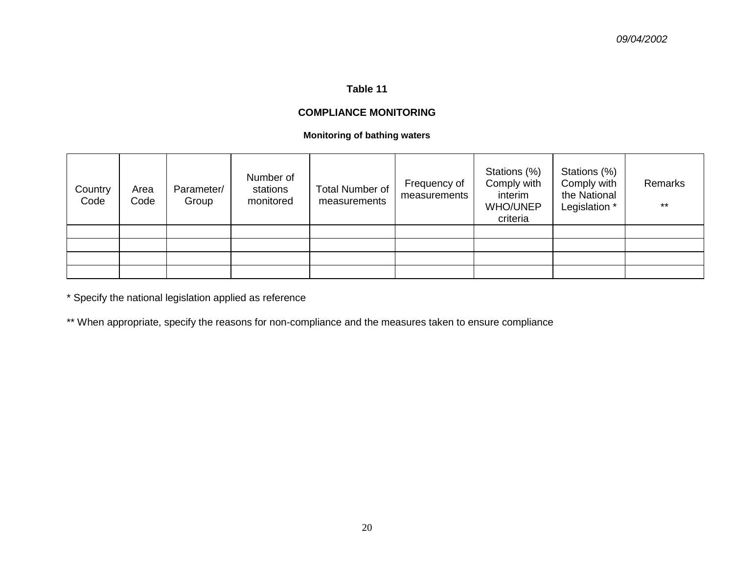*09/04/2002*

**Table 11**

**COMPLIANCE MONITORING**

**Monitoring of bathing waters**

| Country Code | Area Code | Parameter/ Group | Number of stations monitored | Total Number of measurements | Frequency of measurements | Stations (%) Comply with interim WHO/UNEP criteria | Stations (%) Comply with the National Legislation * | Remarks ** |
|---|---|---|---|---|---|---|---|---|
| | | | | | | | | |
| | | | | | | | | |
| | | | | | | | | |
| | | | | | | | | |

* Specify the national legislation applied as reference

** When appropriate, specify the reasons for non-compliance and the measures taken to ensure compliance